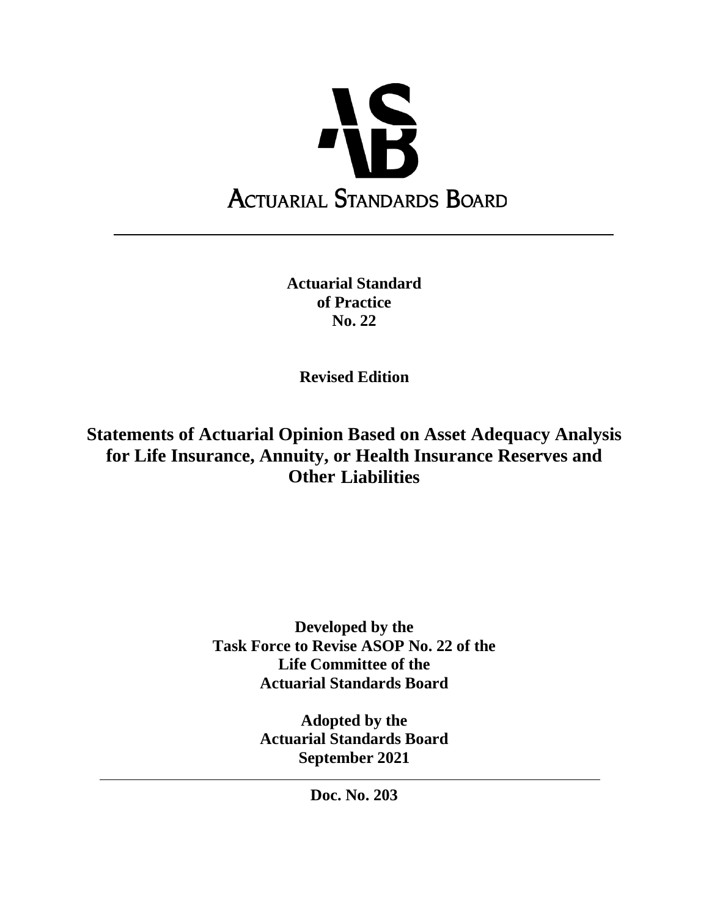**ACTUARIAL STANDARDS BOARD**

---

**Actuarial Standard of Practice No. 22**

**Revised Edition**

# Statements of Actuarial Opinion Based on Asset Adequacy Analysis for Life Insurance, Annuity, or Health Insurance Reserves and Other Liabilities

**Developed by the Task Force to Revise ASOP No. 22 of the Life Committee of the Actuarial Standards Board**

**Adopted by the Actuarial Standards Board September 2021**

---

**Doc. No. 203**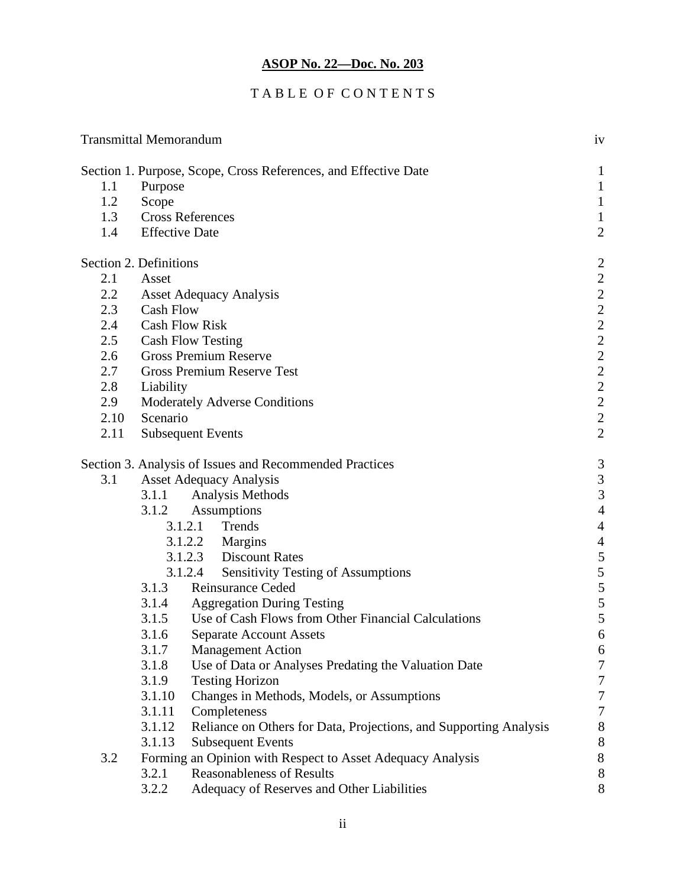**ASOP No. 22—Doc. No. 203**

# TABLE OF CONTENTS

| | | |
|---|---|---|
| Transmittal Memorandum | | iv |
| **Section 1. Purpose, Scope, Cross References, and Effective Date** | | 1 |
| 1.1 | Purpose | 1 |
| 1.2 | Scope | 1 |
| 1.3 | Cross References | 1 |
| 1.4 | Effective Date | 2 |
| **Section 2. Definitions** | | 2 |
| 2.1 | Asset | 2 |
| 2.2 | Asset Adequacy Analysis | 2 |
| 2.3 | Cash Flow | 2 |
| 2.4 | Cash Flow Risk | 2 |
| 2.5 | Cash Flow Testing | 2 |
| 2.6 | Gross Premium Reserve | 2 |
| 2.7 | Gross Premium Reserve Test | 2 |
| 2.8 | Liability | 2 |
| 2.9 | Moderately Adverse Conditions | 2 |
| 2.10 | Scenario | 2 |
| 2.11 | Subsequent Events | 2 |
| **Section 3. Analysis of Issues and Recommended Practices** | | 3 |
| 3.1 | Asset Adequacy Analysis | 3 |
| 3.1.1 | Analysis Methods | 3 |
| 3.1.2 | Assumptions | 4 |
| 3.1.2.1 | Trends | 4 |
| 3.1.2.2 | Margins | 4 |
| 3.1.2.3 | Discount Rates | 5 |
| 3.1.2.4 | Sensitivity Testing of Assumptions | 5 |
| 3.1.3 | Reinsurance Ceded | 5 |
| 3.1.4 | Aggregation During Testing | 5 |
| 3.1.5 | Use of Cash Flows from Other Financial Calculations | 5 |
| 3.1.6 | Separate Account Assets | 6 |
| 3.1.7 | Management Action | 6 |
| 3.1.8 | Use of Data or Analyses Predating the Valuation Date | 7 |
| 3.1.9 | Testing Horizon | 7 |
| 3.1.10 | Changes in Methods, Models, or Assumptions | 7 |
| 3.1.11 | Completeness | 7 |
| 3.1.12 | Reliance on Others for Data, Projections, and Supporting Analysis | 8 |
| 3.1.13 | Subsequent Events | 8 |
| 3.2 | Forming an Opinion with Respect to Asset Adequacy Analysis | 8 |
| 3.2.1 | Reasonableness of Results | 8 |
| 3.2.2 | Adequacy of Reserves and Other Liabilities | 8 |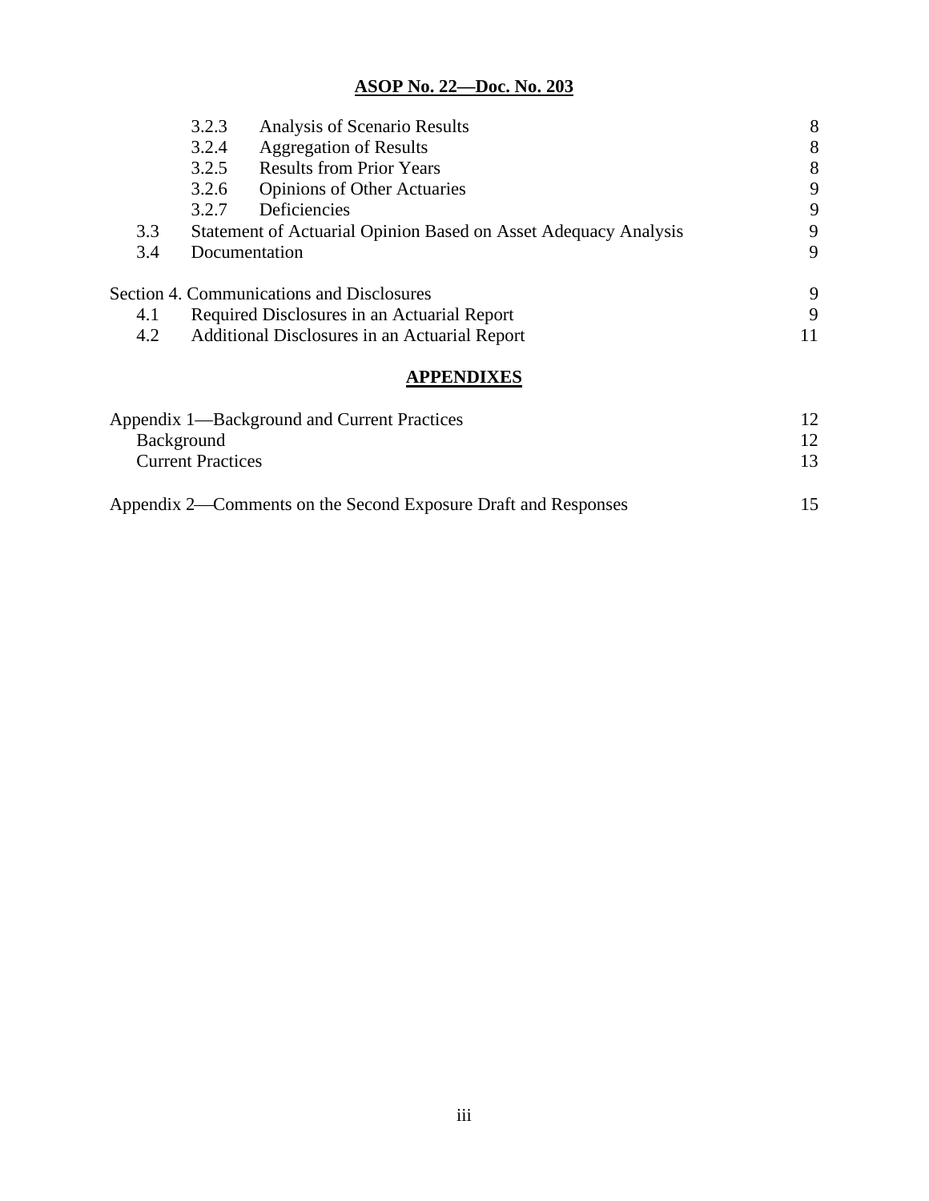| | | | |
|---|---|---|---|
| | 3.2.3 | Analysis of Scenario Results | 8 |
| | 3.2.4 | Aggregation of Results | 8 |
| | 3.2.5 | Results from Prior Years | 8 |
| | 3.2.6 | Opinions of Other Actuaries | 9 |
| | 3.2.7 | Deficiencies | 9 |
| 3.3 | Statement of Actuarial Opinion Based on Asset Adequacy Analysis | | 9 |
| 3.4 | Documentation | | 9 |

| | | |
|---|---|---|
| Section 4. Communications and Disclosures | | 9 |
| 4.1 | Required Disclosures in an Actuarial Report | 9 |
| 4.2 | Additional Disclosures in an Actuarial Report | 11 |

## APPENDIXES

| | |
|---|---|
| Appendix 1—Background and Current Practices | 12 |
| Background | 12 |
| Current Practices | 13 |
| Appendix 2—Comments on the Second Exposure Draft and Responses | 15 |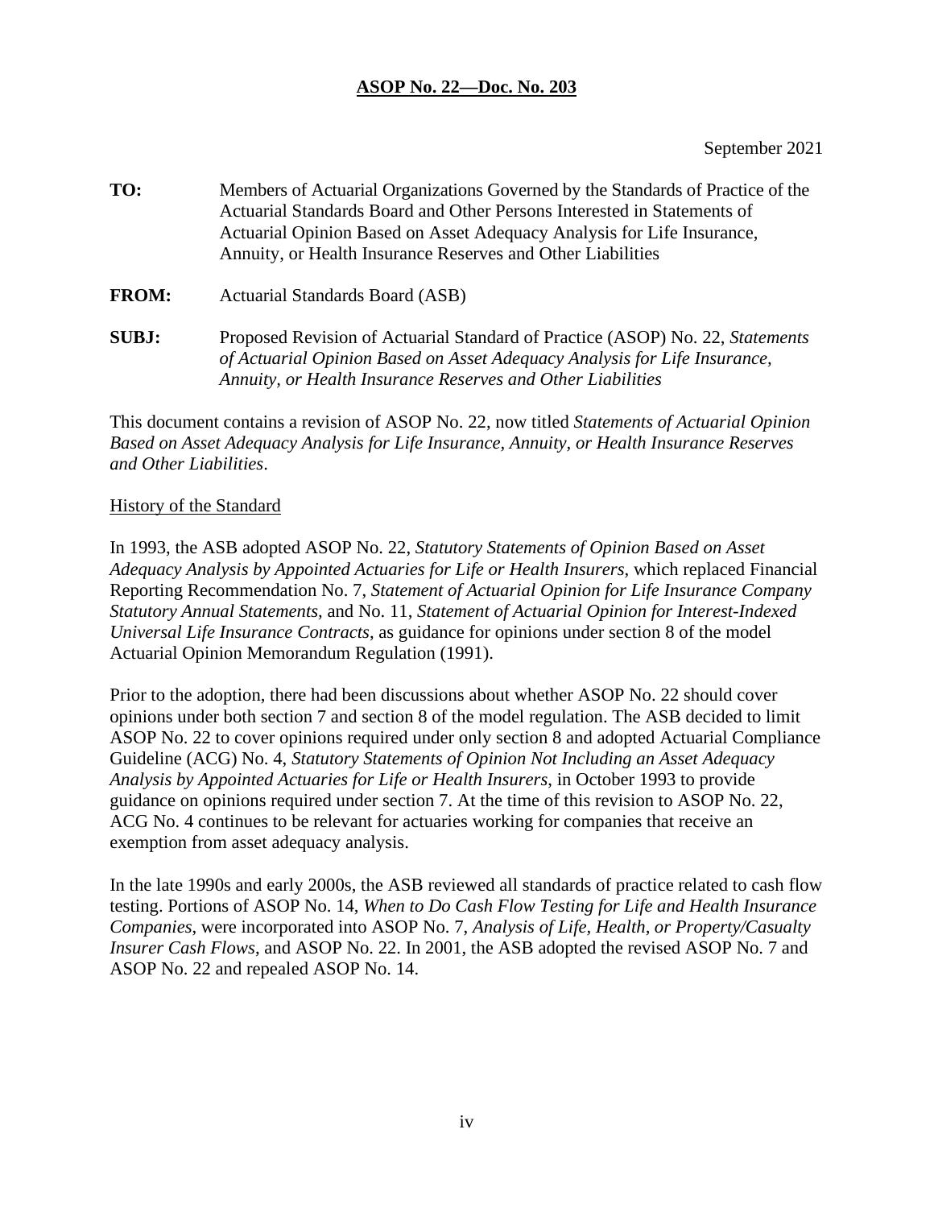**ASOP No. 22—Doc. No. 203**

September 2021

**TO:** Members of Actuarial Organizations Governed by the Standards of Practice of the Actuarial Standards Board and Other Persons Interested in Statements of Actuarial Opinion Based on Asset Adequacy Analysis for Life Insurance, Annuity, or Health Insurance Reserves and Other Liabilities

**FROM:** Actuarial Standards Board (ASB)

**SUBJ:** Proposed Revision of Actuarial Standard of Practice (ASOP) No. 22, *Statements of Actuarial Opinion Based on Asset Adequacy Analysis for Life Insurance, Annuity, or Health Insurance Reserves and Other Liabilities*

This document contains a revision of ASOP No. 22, now titled *Statements of Actuarial Opinion Based on Asset Adequacy Analysis for Life Insurance, Annuity, or Health Insurance Reserves and Other Liabilities*.

History of the Standard

In 1993, the ASB adopted ASOP No. 22, *Statutory Statements of Opinion Based on Asset Adequacy Analysis by Appointed Actuaries for Life or Health Insurers*, which replaced Financial Reporting Recommendation No. 7, *Statement of Actuarial Opinion for Life Insurance Company Statutory Annual Statements*, and No. 11, *Statement of Actuarial Opinion for Interest-Indexed Universal Life Insurance Contracts*, as guidance for opinions under section 8 of the model Actuarial Opinion Memorandum Regulation (1991).

Prior to the adoption, there had been discussions about whether ASOP No. 22 should cover opinions under both section 7 and section 8 of the model regulation. The ASB decided to limit ASOP No. 22 to cover opinions required under only section 8 and adopted Actuarial Compliance Guideline (ACG) No. 4, *Statutory Statements of Opinion Not Including an Asset Adequacy Analysis by Appointed Actuaries for Life or Health Insurers*, in October 1993 to provide guidance on opinions required under section 7. At the time of this revision to ASOP No. 22, ACG No. 4 continues to be relevant for actuaries working for companies that receive an exemption from asset adequacy analysis.

In the late 1990s and early 2000s, the ASB reviewed all standards of practice related to cash flow testing. Portions of ASOP No. 14, *When to Do Cash Flow Testing for Life and Health Insurance Companies*, were incorporated into ASOP No. 7, *Analysis of Life, Health, or Property/Casualty Insurer Cash Flows*, and ASOP No. 22. In 2001, the ASB adopted the revised ASOP No. 7 and ASOP No. 22 and repealed ASOP No. 14.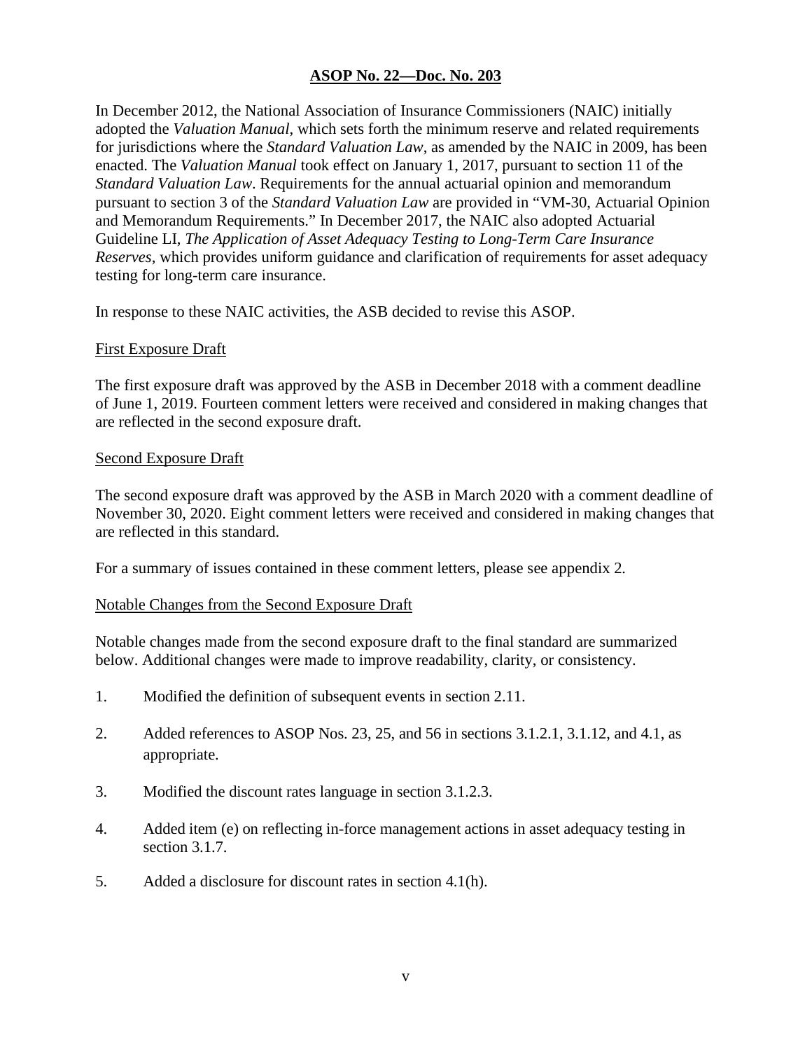**ASOP No. 22—Doc. No. 203**

In December 2012, the National Association of Insurance Commissioners (NAIC) initially adopted the *Valuation Manual*, which sets forth the minimum reserve and related requirements for jurisdictions where the *Standard Valuation Law*, as amended by the NAIC in 2009, has been enacted. The *Valuation Manual* took effect on January 1, 2017, pursuant to section 11 of the *Standard Valuation Law*. Requirements for the annual actuarial opinion and memorandum pursuant to section 3 of the *Standard Valuation Law* are provided in "VM-30, Actuarial Opinion and Memorandum Requirements." In December 2017, the NAIC also adopted Actuarial Guideline LI, *The Application of Asset Adequacy Testing to Long-Term Care Insurance Reserves*, which provides uniform guidance and clarification of requirements for asset adequacy testing for long-term care insurance.

In response to these NAIC activities, the ASB decided to revise this ASOP.

First Exposure Draft

The first exposure draft was approved by the ASB in December 2018 with a comment deadline of June 1, 2019. Fourteen comment letters were received and considered in making changes that are reflected in the second exposure draft.

Second Exposure Draft

The second exposure draft was approved by the ASB in March 2020 with a comment deadline of November 30, 2020. Eight comment letters were received and considered in making changes that are reflected in this standard.

For a summary of issues contained in these comment letters, please see appendix 2.

Notable Changes from the Second Exposure Draft

Notable changes made from the second exposure draft to the final standard are summarized below. Additional changes were made to improve readability, clarity, or consistency.

1. Modified the definition of subsequent events in section 2.11.
2. Added references to ASOP Nos. 23, 25, and 56 in sections 3.1.2.1, 3.1.12, and 4.1, as appropriate.
3. Modified the discount rates language in section 3.1.2.3.
4. Added item (e) on reflecting in-force management actions in asset adequacy testing in section 3.1.7.
5. Added a disclosure for discount rates in section 4.1(h).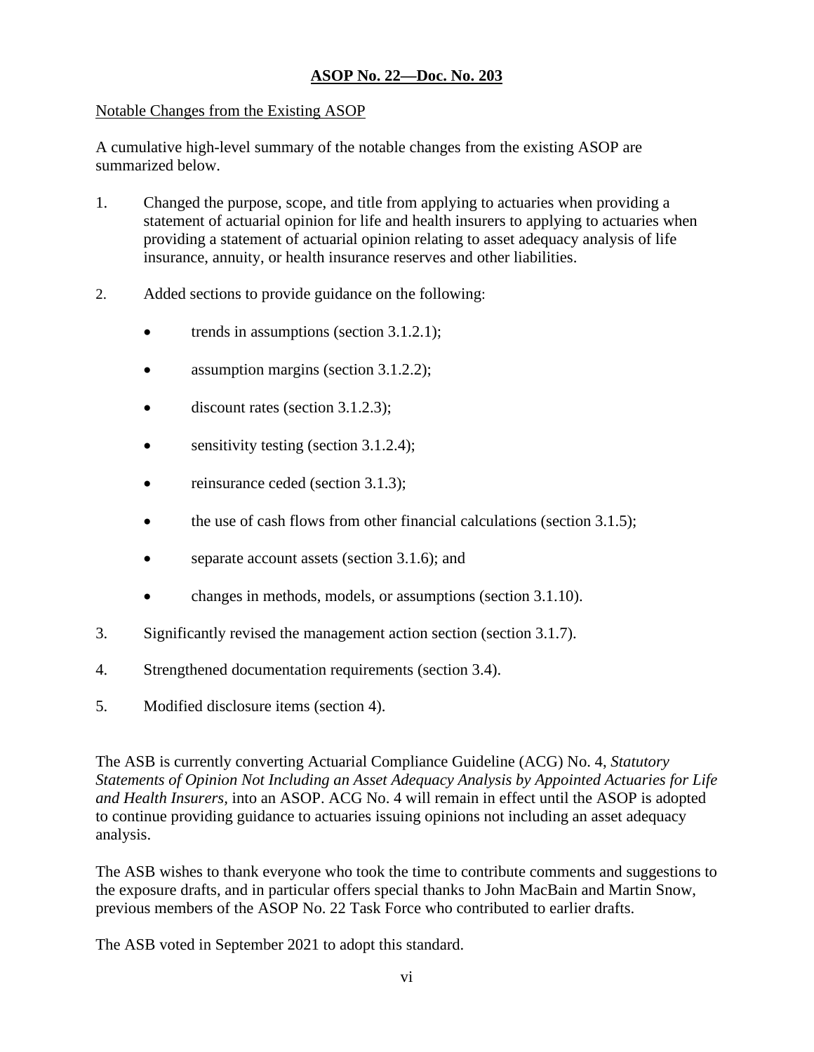**ASOP No. 22—Doc. No. 203**

Notable Changes from the Existing ASOP

A cumulative high-level summary of the notable changes from the existing ASOP are summarized below.

1. Changed the purpose, scope, and title from applying to actuaries when providing a statement of actuarial opinion for life and health insurers to applying to actuaries when providing a statement of actuarial opinion relating to asset adequacy analysis of life insurance, annuity, or health insurance reserves and other liabilities.

2. Added sections to provide guidance on the following:

   - trends in assumptions (section 3.1.2.1);
   - assumption margins (section 3.1.2.2);
   - discount rates (section 3.1.2.3);
   - sensitivity testing (section 3.1.2.4);
   - reinsurance ceded (section 3.1.3);
   - the use of cash flows from other financial calculations (section 3.1.5);
   - separate account assets (section 3.1.6); and
   - changes in methods, models, or assumptions (section 3.1.10).

3. Significantly revised the management action section (section 3.1.7).

4. Strengthened documentation requirements (section 3.4).

5. Modified disclosure items (section 4).

The ASB is currently converting Actuarial Compliance Guideline (ACG) No. 4, *Statutory Statements of Opinion Not Including an Asset Adequacy Analysis by Appointed Actuaries for Life and Health Insurers,* into an ASOP. ACG No. 4 will remain in effect until the ASOP is adopted to continue providing guidance to actuaries issuing opinions not including an asset adequacy analysis.

The ASB wishes to thank everyone who took the time to contribute comments and suggestions to the exposure drafts, and in particular offers special thanks to John MacBain and Martin Snow, previous members of the ASOP No. 22 Task Force who contributed to earlier drafts.

The ASB voted in September 2021 to adopt this standard.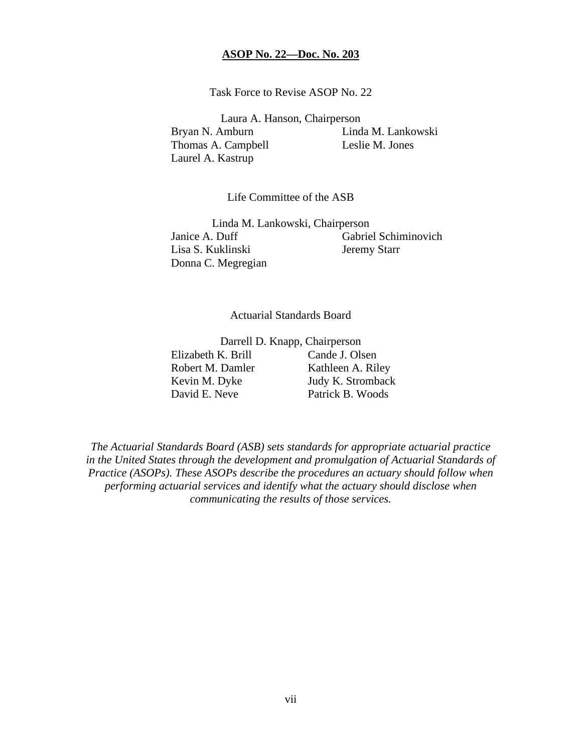**ASOP No. 22—Doc. No. 203**

Task Force to Revise ASOP No. 22

Laura A. Hanson, Chairperson

Bryan N. Amburn
Linda M. Lankowski
Thomas A. Campbell
Leslie M. Jones
Laurel A. Kastrup

Life Committee of the ASB

Linda M. Lankowski, Chairperson

Janice A. Duff
Gabriel Schiminovich
Lisa S. Kuklinski
Jeremy Starr
Donna C. Megregian

Actuarial Standards Board

Darrell D. Knapp, Chairperson

Elizabeth K. Brill
Cande J. Olsen
Robert M. Damler
Kathleen A. Riley
Kevin M. Dyke
Judy K. Stromback
David E. Neve
Patrick B. Woods

*The Actuarial Standards Board (ASB) sets standards for appropriate actuarial practice in the United States through the development and promulgation of Actuarial Standards of Practice (ASOPs). These ASOPs describe the procedures an actuary should follow when performing actuarial services and identify what the actuary should disclose when communicating the results of those services.*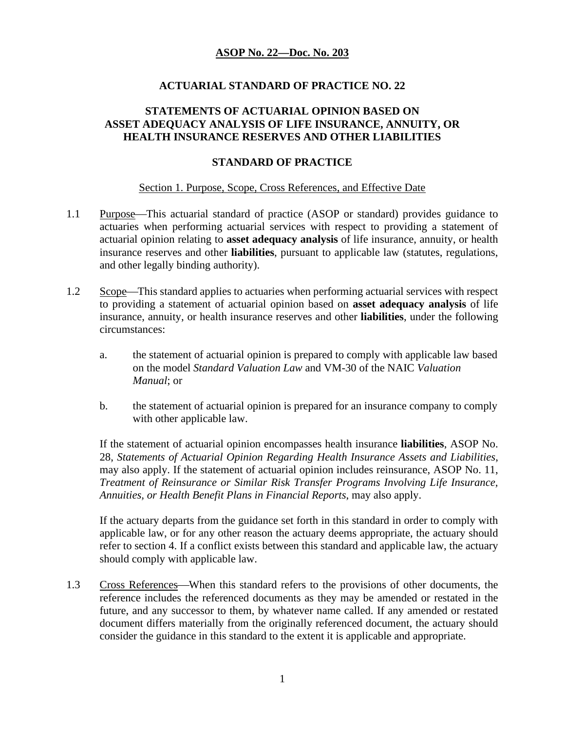**ASOP No. 22—Doc. No. 203**

## ACTUARIAL STANDARD OF PRACTICE NO. 22

## STATEMENTS OF ACTUARIAL OPINION BASED ON ASSET ADEQUACY ANALYSIS OF LIFE INSURANCE, ANNUITY, OR HEALTH INSURANCE RESERVES AND OTHER LIABILITIES

## STANDARD OF PRACTICE

### Section 1. Purpose, Scope, Cross References, and Effective Date

1.1 Purpose—This actuarial standard of practice (ASOP or standard) provides guidance to actuaries when performing actuarial services with respect to providing a statement of actuarial opinion relating to **asset adequacy analysis** of life insurance, annuity, or health insurance reserves and other **liabilities**, pursuant to applicable law (statutes, regulations, and other legally binding authority).

1.2 Scope—This standard applies to actuaries when performing actuarial services with respect to providing a statement of actuarial opinion based on **asset adequacy analysis** of life insurance, annuity, or health insurance reserves and other **liabilities**, under the following circumstances:

a. the statement of actuarial opinion is prepared to comply with applicable law based on the model *Standard Valuation Law* and VM-30 of the NAIC *Valuation Manual*; or

b. the statement of actuarial opinion is prepared for an insurance company to comply with other applicable law.

If the statement of actuarial opinion encompasses health insurance **liabilities**, ASOP No. 28, *Statements of Actuarial Opinion Regarding Health Insurance Assets and Liabilities*, may also apply. If the statement of actuarial opinion includes reinsurance, ASOP No. 11, *Treatment of Reinsurance or Similar Risk Transfer Programs Involving Life Insurance, Annuities, or Health Benefit Plans in Financial Reports*, may also apply.

If the actuary departs from the guidance set forth in this standard in order to comply with applicable law, or for any other reason the actuary deems appropriate, the actuary should refer to section 4. If a conflict exists between this standard and applicable law, the actuary should comply with applicable law.

1.3 Cross References—When this standard refers to the provisions of other documents, the reference includes the referenced documents as they may be amended or restated in the future, and any successor to them, by whatever name called. If any amended or restated document differs materially from the originally referenced document, the actuary should consider the guidance in this standard to the extent it is applicable and appropriate.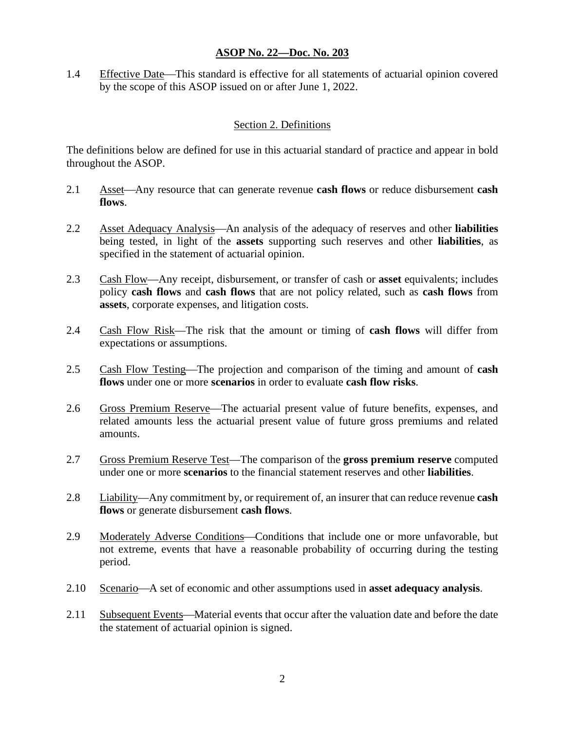1.4 Effective Date—This standard is effective for all statements of actuarial opinion covered by the scope of this ASOP issued on or after June 1, 2022.

## Section 2. Definitions

The definitions below are defined for use in this actuarial standard of practice and appear in bold throughout the ASOP.

2.1 Asset—Any resource that can generate revenue **cash flows** or reduce disbursement **cash flows**.

2.2 Asset Adequacy Analysis—An analysis of the adequacy of reserves and other **liabilities** being tested, in light of the **assets** supporting such reserves and other **liabilities**, as specified in the statement of actuarial opinion.

2.3 Cash Flow—Any receipt, disbursement, or transfer of cash or **asset** equivalents; includes policy **cash flows** and **cash flows** that are not policy related, such as **cash flows** from **assets**, corporate expenses, and litigation costs.

2.4 Cash Flow Risk—The risk that the amount or timing of **cash flows** will differ from expectations or assumptions.

2.5 Cash Flow Testing—The projection and comparison of the timing and amount of **cash flows** under one or more **scenarios** in order to evaluate **cash flow risks**.

2.6 Gross Premium Reserve—The actuarial present value of future benefits, expenses, and related amounts less the actuarial present value of future gross premiums and related amounts.

2.7 Gross Premium Reserve Test—The comparison of the **gross premium reserve** computed under one or more **scenarios** to the financial statement reserves and other **liabilities**.

2.8 Liability—Any commitment by, or requirement of, an insurer that can reduce revenue **cash flows** or generate disbursement **cash flows**.

2.9 Moderately Adverse Conditions—Conditions that include one or more unfavorable, but not extreme, events that have a reasonable probability of occurring during the testing period.

2.10 Scenario—A set of economic and other assumptions used in **asset adequacy analysis**.

2.11 Subsequent Events—Material events that occur after the valuation date and before the date the statement of actuarial opinion is signed.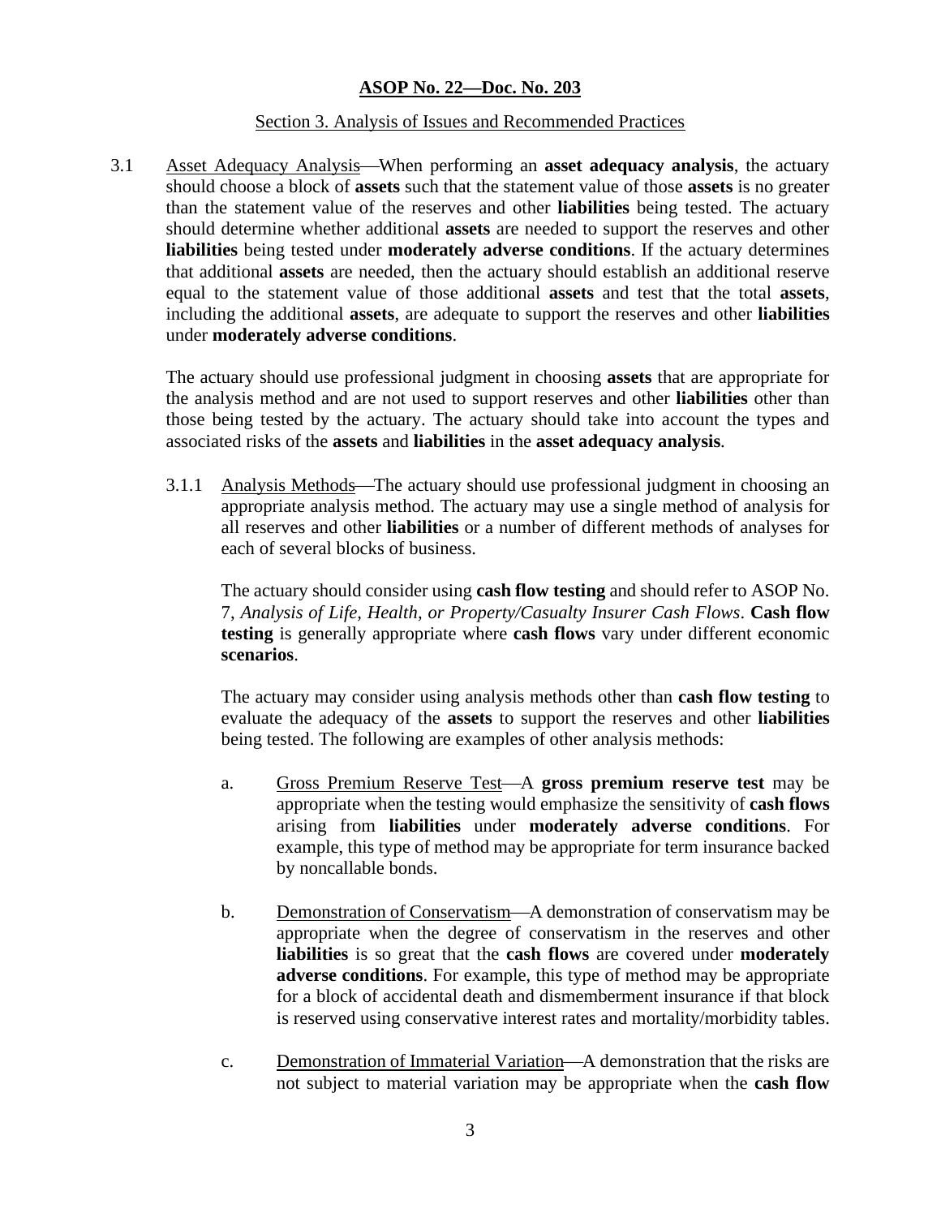**ASOP No. 22—Doc. No. 203**

Section 3. Analysis of Issues and Recommended Practices

3.1 Asset Adequacy Analysis—When performing an **asset adequacy analysis**, the actuary should choose a block of **assets** such that the statement value of those **assets** is no greater than the statement value of the reserves and other **liabilities** being tested. The actuary should determine whether additional **assets** are needed to support the reserves and other **liabilities** being tested under **moderately adverse conditions**. If the actuary determines that additional **assets** are needed, then the actuary should establish an additional reserve equal to the statement value of those additional **assets** and test that the total **assets**, including the additional **assets**, are adequate to support the reserves and other **liabilities** under **moderately adverse conditions**.

The actuary should use professional judgment in choosing **assets** that are appropriate for the analysis method and are not used to support reserves and other **liabilities** other than those being tested by the actuary. The actuary should take into account the types and associated risks of the **assets** and **liabilities** in the **asset adequacy analysis**.

3.1.1 Analysis Methods—The actuary should use professional judgment in choosing an appropriate analysis method. The actuary may use a single method of analysis for all reserves and other **liabilities** or a number of different methods of analyses for each of several blocks of business.

The actuary should consider using **cash flow testing** and should refer to ASOP No. 7, *Analysis of Life, Health, or Property/Casualty Insurer Cash Flows*. **Cash flow testing** is generally appropriate where **cash flows** vary under different economic **scenarios**.

The actuary may consider using analysis methods other than **cash flow testing** to evaluate the adequacy of the **assets** to support the reserves and other **liabilities** being tested. The following are examples of other analysis methods:

a. Gross Premium Reserve Test—A **gross premium reserve test** may be appropriate when the testing would emphasize the sensitivity of **cash flows** arising from **liabilities** under **moderately adverse conditions**. For example, this type of method may be appropriate for term insurance backed by noncallable bonds.

b. Demonstration of Conservatism—A demonstration of conservatism may be appropriate when the degree of conservatism in the reserves and other **liabilities** is so great that the **cash flows** are covered under **moderately adverse conditions**. For example, this type of method may be appropriate for a block of accidental death and dismemberment insurance if that block is reserved using conservative interest rates and mortality/morbidity tables.

c. Demonstration of Immaterial Variation—A demonstration that the risks are not subject to material variation may be appropriate when the **cash flow**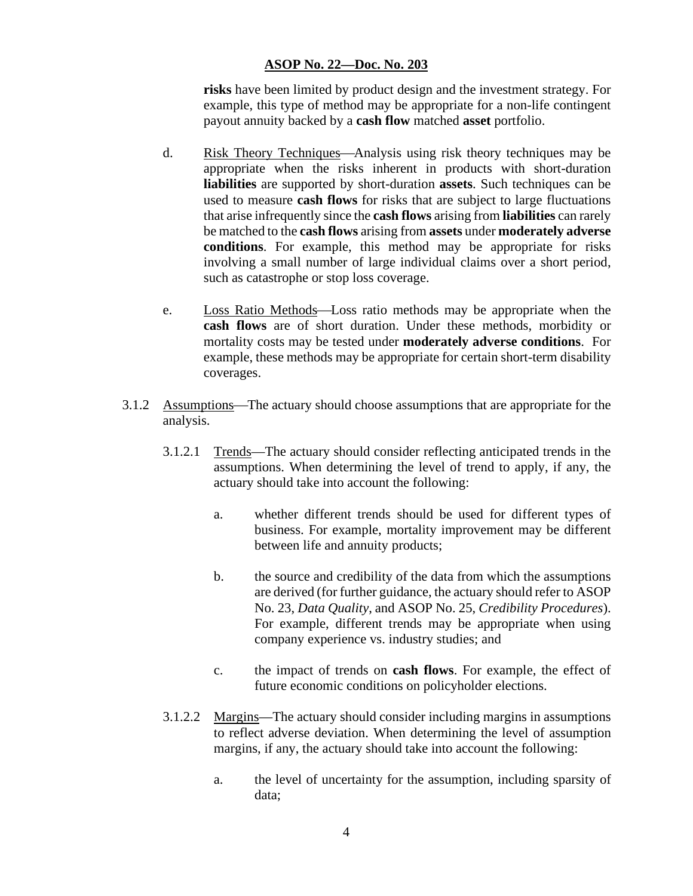**risks** have been limited by product design and the investment strategy. For example, this type of method may be appropriate for a non-life contingent payout annuity backed by a **cash flow** matched **asset** portfolio.

d. Risk Theory Techniques—Analysis using risk theory techniques may be appropriate when the risks inherent in products with short-duration **liabilities** are supported by short-duration **assets**. Such techniques can be used to measure **cash flows** for risks that are subject to large fluctuations that arise infrequently since the **cash flows** arising from **liabilities** can rarely be matched to the **cash flows** arising from **assets** under **moderately adverse conditions**. For example, this method may be appropriate for risks involving a small number of large individual claims over a short period, such as catastrophe or stop loss coverage.

e. Loss Ratio Methods—Loss ratio methods may be appropriate when the **cash flows** are of short duration. Under these methods, morbidity or mortality costs may be tested under **moderately adverse conditions**. For example, these methods may be appropriate for certain short-term disability coverages.

3.1.2 Assumptions—The actuary should choose assumptions that are appropriate for the analysis.

3.1.2.1 Trends—The actuary should consider reflecting anticipated trends in the assumptions. When determining the level of trend to apply, if any, the actuary should take into account the following:

a. whether different trends should be used for different types of business. For example, mortality improvement may be different between life and annuity products;

b. the source and credibility of the data from which the assumptions are derived (for further guidance, the actuary should refer to ASOP No. 23, *Data Quality*, and ASOP No. 25, *Credibility Procedures*). For example, different trends may be appropriate when using company experience vs. industry studies; and

c. the impact of trends on **cash flows**. For example, the effect of future economic conditions on policyholder elections.

3.1.2.2 Margins—The actuary should consider including margins in assumptions to reflect adverse deviation. When determining the level of assumption margins, if any, the actuary should take into account the following:

a. the level of uncertainty for the assumption, including sparsity of data;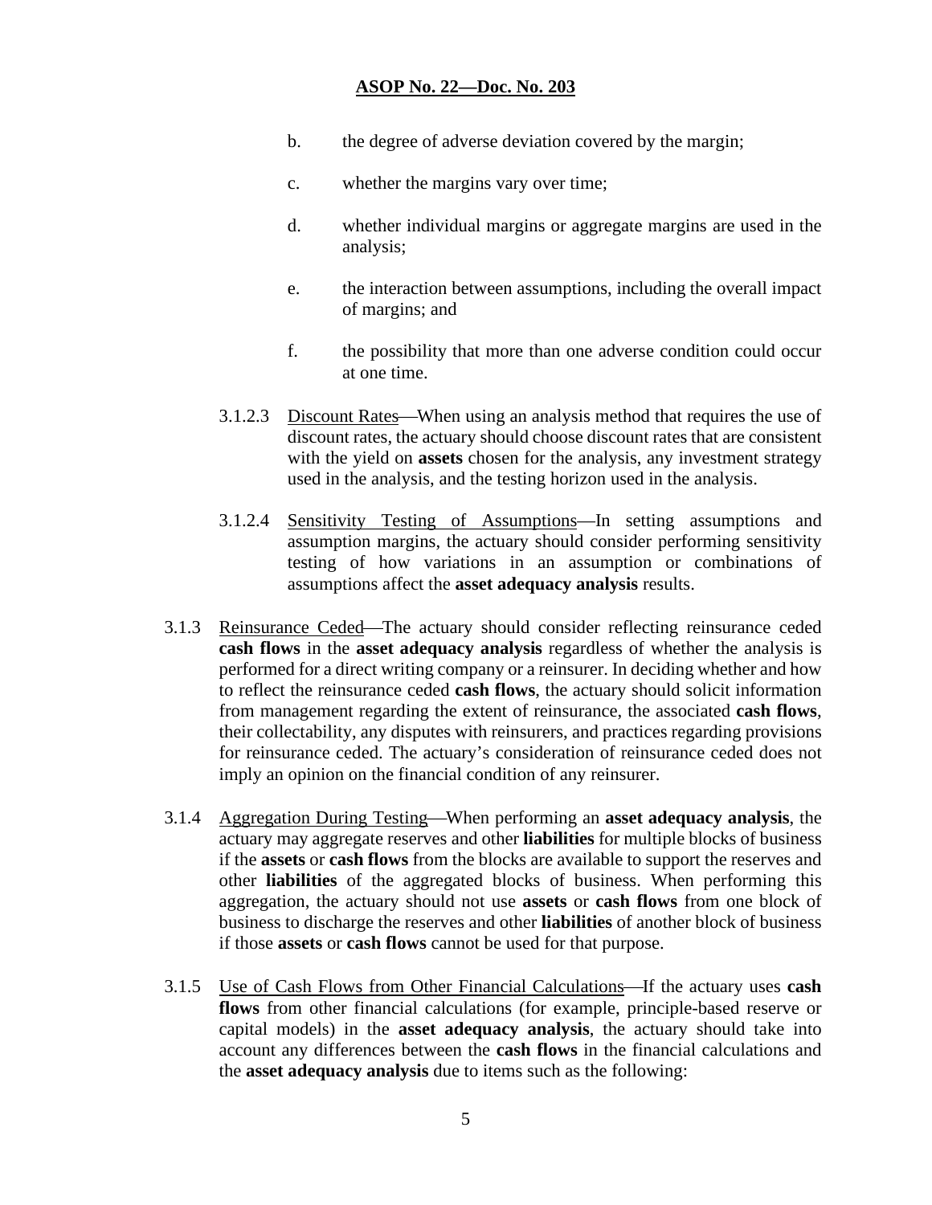b. the degree of adverse deviation covered by the margin;

c. whether the margins vary over time;

d. whether individual margins or aggregate margins are used in the analysis;

e. the interaction between assumptions, including the overall impact of margins; and

f. the possibility that more than one adverse condition could occur at one time.

3.1.2.3 Discount Rates—When using an analysis method that requires the use of discount rates, the actuary should choose discount rates that are consistent with the yield on **assets** chosen for the analysis, any investment strategy used in the analysis, and the testing horizon used in the analysis.

3.1.2.4 Sensitivity Testing of Assumptions—In setting assumptions and assumption margins, the actuary should consider performing sensitivity testing of how variations in an assumption or combinations of assumptions affect the **asset adequacy analysis** results.

3.1.3 Reinsurance Ceded—The actuary should consider reflecting reinsurance ceded **cash flows** in the **asset adequacy analysis** regardless of whether the analysis is performed for a direct writing company or a reinsurer. In deciding whether and how to reflect the reinsurance ceded **cash flows**, the actuary should solicit information from management regarding the extent of reinsurance, the associated **cash flows**, their collectability, any disputes with reinsurers, and practices regarding provisions for reinsurance ceded. The actuary's consideration of reinsurance ceded does not imply an opinion on the financial condition of any reinsurer.

3.1.4 Aggregation During Testing—When performing an **asset adequacy analysis**, the actuary may aggregate reserves and other **liabilities** for multiple blocks of business if the **assets** or **cash flows** from the blocks are available to support the reserves and other **liabilities** of the aggregated blocks of business. When performing this aggregation, the actuary should not use **assets** or **cash flows** from one block of business to discharge the reserves and other **liabilities** of another block of business if those **assets** or **cash flows** cannot be used for that purpose.

3.1.5 Use of Cash Flows from Other Financial Calculations—If the actuary uses **cash flows** from other financial calculations (for example, principle-based reserve or capital models) in the **asset adequacy analysis**, the actuary should take into account any differences between the **cash flows** in the financial calculations and the **asset adequacy analysis** due to items such as the following: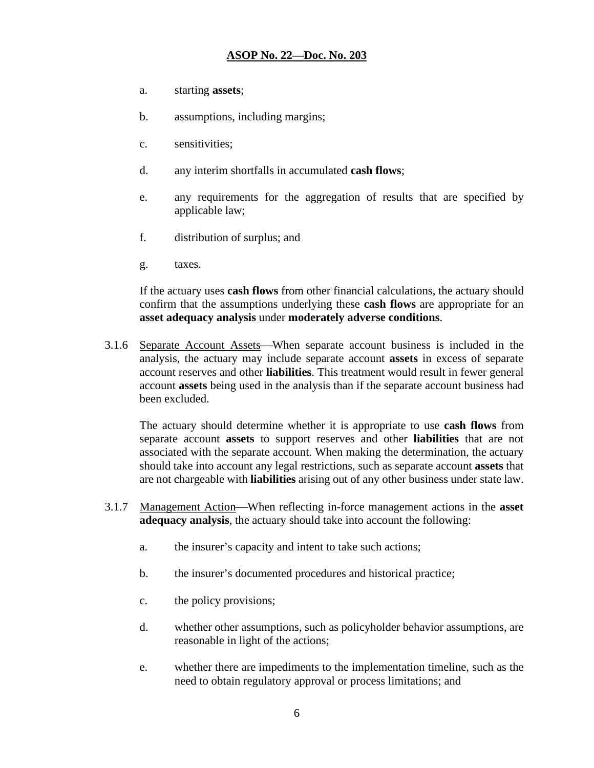a. starting **assets**;

b. assumptions, including margins;

c. sensitivities;

d. any interim shortfalls in accumulated **cash flows**;

e. any requirements for the aggregation of results that are specified by applicable law;

f. distribution of surplus; and

g. taxes.

If the actuary uses **cash flows** from other financial calculations, the actuary should confirm that the assumptions underlying these **cash flows** are appropriate for an **asset adequacy analysis** under **moderately adverse conditions**.

3.1.6 Separate Account Assets—When separate account business is included in the analysis, the actuary may include separate account **assets** in excess of separate account reserves and other **liabilities**. This treatment would result in fewer general account **assets** being used in the analysis than if the separate account business had been excluded.

The actuary should determine whether it is appropriate to use **cash flows** from separate account **assets** to support reserves and other **liabilities** that are not associated with the separate account. When making the determination, the actuary should take into account any legal restrictions, such as separate account **assets** that are not chargeable with **liabilities** arising out of any other business under state law.

3.1.7 Management Action—When reflecting in-force management actions in the **asset adequacy analysis**, the actuary should take into account the following:

a. the insurer's capacity and intent to take such actions;

b. the insurer's documented procedures and historical practice;

c. the policy provisions;

d. whether other assumptions, such as policyholder behavior assumptions, are reasonable in light of the actions;

e. whether there are impediments to the implementation timeline, such as the need to obtain regulatory approval or process limitations; and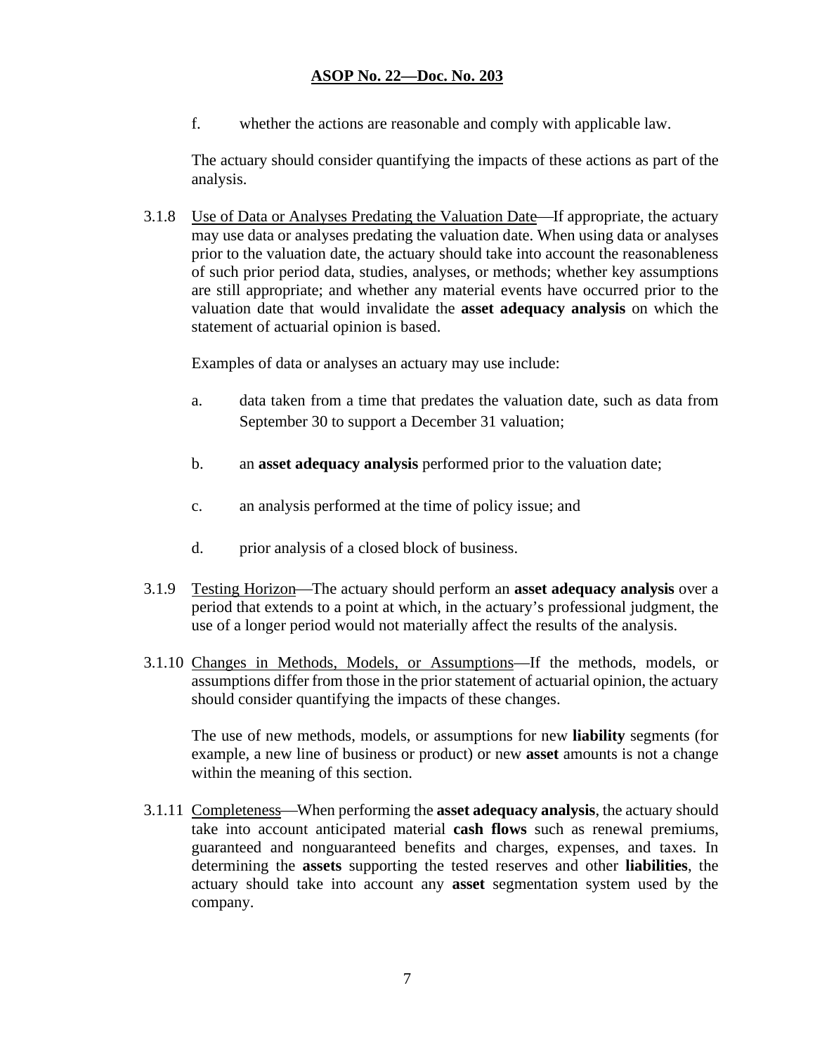f. whether the actions are reasonable and comply with applicable law.

The actuary should consider quantifying the impacts of these actions as part of the analysis.

3.1.8 Use of Data or Analyses Predating the Valuation Date—If appropriate, the actuary may use data or analyses predating the valuation date. When using data or analyses prior to the valuation date, the actuary should take into account the reasonableness of such prior period data, studies, analyses, or methods; whether key assumptions are still appropriate; and whether any material events have occurred prior to the valuation date that would invalidate the **asset adequacy analysis** on which the statement of actuarial opinion is based.

Examples of data or analyses an actuary may use include:

a. data taken from a time that predates the valuation date, such as data from September 30 to support a December 31 valuation;

b. an **asset adequacy analysis** performed prior to the valuation date;

c. an analysis performed at the time of policy issue; and

d. prior analysis of a closed block of business.

3.1.9 Testing Horizon—The actuary should perform an **asset adequacy analysis** over a period that extends to a point at which, in the actuary's professional judgment, the use of a longer period would not materially affect the results of the analysis.

3.1.10 Changes in Methods, Models, or Assumptions—If the methods, models, or assumptions differ from those in the prior statement of actuarial opinion, the actuary should consider quantifying the impacts of these changes.

The use of new methods, models, or assumptions for new **liability** segments (for example, a new line of business or product) or new **asset** amounts is not a change within the meaning of this section.

3.1.11 Completeness—When performing the **asset adequacy analysis**, the actuary should take into account anticipated material **cash flows** such as renewal premiums, guaranteed and nonguaranteed benefits and charges, expenses, and taxes. In determining the **assets** supporting the tested reserves and other **liabilities**, the actuary should take into account any **asset** segmentation system used by the company.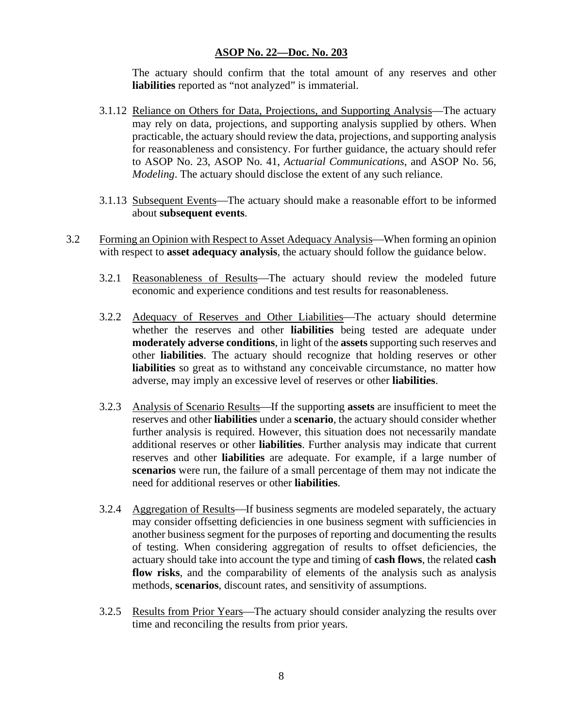The actuary should confirm that the total amount of any reserves and other **liabilities** reported as "not analyzed" is immaterial.

3.1.12 Reliance on Others for Data, Projections, and Supporting Analysis—The actuary may rely on data, projections, and supporting analysis supplied by others. When practicable, the actuary should review the data, projections, and supporting analysis for reasonableness and consistency. For further guidance, the actuary should refer to ASOP No. 23, ASOP No. 41, *Actuarial Communications*, and ASOP No. 56, *Modeling*. The actuary should disclose the extent of any such reliance.

3.1.13 Subsequent Events—The actuary should make a reasonable effort to be informed about **subsequent events**.

3.2 Forming an Opinion with Respect to Asset Adequacy Analysis—When forming an opinion with respect to **asset adequacy analysis**, the actuary should follow the guidance below.

3.2.1 Reasonableness of Results—The actuary should review the modeled future economic and experience conditions and test results for reasonableness.

3.2.2 Adequacy of Reserves and Other Liabilities—The actuary should determine whether the reserves and other **liabilities** being tested are adequate under **moderately adverse conditions**, in light of the **assets** supporting such reserves and other **liabilities**. The actuary should recognize that holding reserves or other **liabilities** so great as to withstand any conceivable circumstance, no matter how adverse, may imply an excessive level of reserves or other **liabilities**.

3.2.3 Analysis of Scenario Results—If the supporting **assets** are insufficient to meet the reserves and other **liabilities** under a **scenario**, the actuary should consider whether further analysis is required. However, this situation does not necessarily mandate additional reserves or other **liabilities**. Further analysis may indicate that current reserves and other **liabilities** are adequate. For example, if a large number of **scenarios** were run, the failure of a small percentage of them may not indicate the need for additional reserves or other **liabilities**.

3.2.4 Aggregation of Results—If business segments are modeled separately, the actuary may consider offsetting deficiencies in one business segment with sufficiencies in another business segment for the purposes of reporting and documenting the results of testing. When considering aggregation of results to offset deficiencies, the actuary should take into account the type and timing of **cash flows**, the related **cash flow risks**, and the comparability of elements of the analysis such as analysis methods, **scenarios**, discount rates, and sensitivity of assumptions.

3.2.5 Results from Prior Years—The actuary should consider analyzing the results over time and reconciling the results from prior years.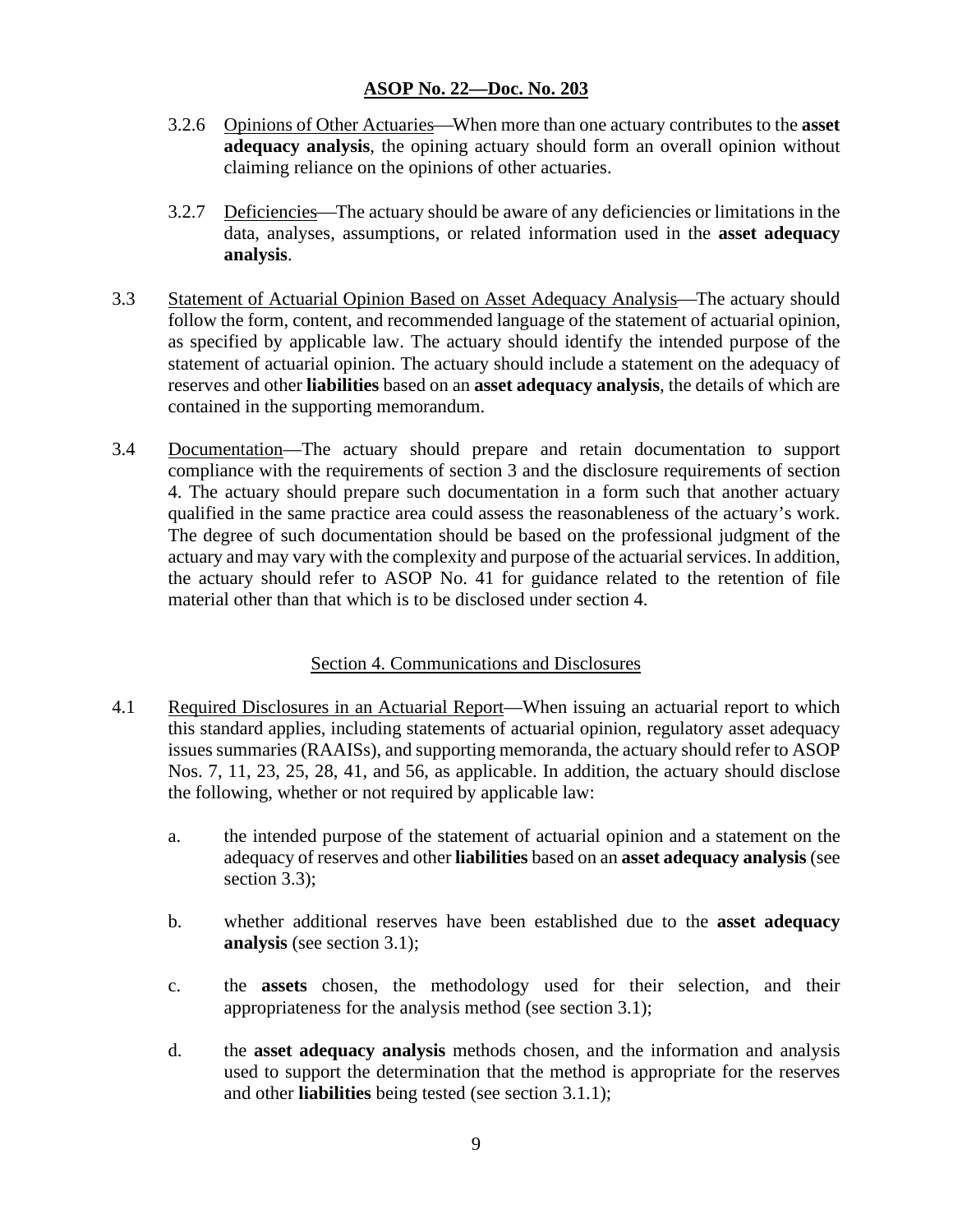3.2.6 Opinions of Other Actuaries—When more than one actuary contributes to the **asset adequacy analysis**, the opining actuary should form an overall opinion without claiming reliance on the opinions of other actuaries.

3.2.7 Deficiencies—The actuary should be aware of any deficiencies or limitations in the data, analyses, assumptions, or related information used in the **asset adequacy analysis**.

3.3 Statement of Actuarial Opinion Based on Asset Adequacy Analysis—The actuary should follow the form, content, and recommended language of the statement of actuarial opinion, as specified by applicable law. The actuary should identify the intended purpose of the statement of actuarial opinion. The actuary should include a statement on the adequacy of reserves and other **liabilities** based on an **asset adequacy analysis**, the details of which are contained in the supporting memorandum.

3.4 Documentation—The actuary should prepare and retain documentation to support compliance with the requirements of section 3 and the disclosure requirements of section 4. The actuary should prepare such documentation in a form such that another actuary qualified in the same practice area could assess the reasonableness of the actuary's work. The degree of such documentation should be based on the professional judgment of the actuary and may vary with the complexity and purpose of the actuarial services. In addition, the actuary should refer to ASOP No. 41 for guidance related to the retention of file material other than that which is to be disclosed under section 4.

## Section 4. Communications and Disclosures

4.1 Required Disclosures in an Actuarial Report—When issuing an actuarial report to which this standard applies, including statements of actuarial opinion, regulatory asset adequacy issues summaries (RAAISs), and supporting memoranda, the actuary should refer to ASOP Nos. 7, 11, 23, 25, 28, 41, and 56, as applicable. In addition, the actuary should disclose the following, whether or not required by applicable law:

a. the intended purpose of the statement of actuarial opinion and a statement on the adequacy of reserves and other **liabilities** based on an **asset adequacy analysis** (see section 3.3);

b. whether additional reserves have been established due to the **asset adequacy analysis** (see section 3.1);

c. the **assets** chosen, the methodology used for their selection, and their appropriateness for the analysis method (see section 3.1);

d. the **asset adequacy analysis** methods chosen, and the information and analysis used to support the determination that the method is appropriate for the reserves and other **liabilities** being tested (see section 3.1.1);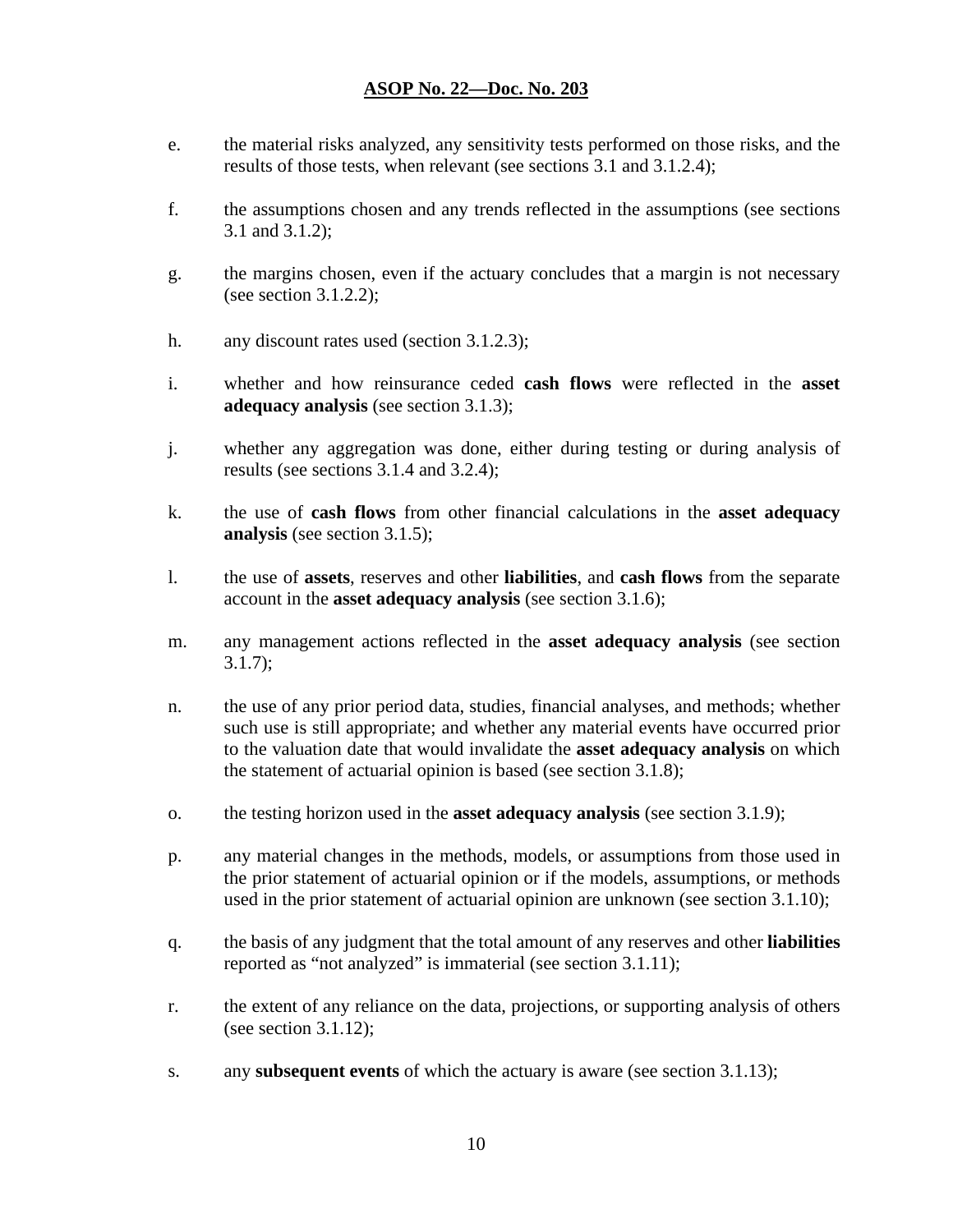e. the material risks analyzed, any sensitivity tests performed on those risks, and the results of those tests, when relevant (see sections 3.1 and 3.1.2.4);

f. the assumptions chosen and any trends reflected in the assumptions (see sections 3.1 and 3.1.2);

g. the margins chosen, even if the actuary concludes that a margin is not necessary (see section 3.1.2.2);

h. any discount rates used (section 3.1.2.3);

i. whether and how reinsurance ceded **cash flows** were reflected in the **asset adequacy analysis** (see section 3.1.3);

j. whether any aggregation was done, either during testing or during analysis of results (see sections 3.1.4 and 3.2.4);

k. the use of **cash flows** from other financial calculations in the **asset adequacy analysis** (see section 3.1.5);

l. the use of **assets**, reserves and other **liabilities**, and **cash flows** from the separate account in the **asset adequacy analysis** (see section 3.1.6);

m. any management actions reflected in the **asset adequacy analysis** (see section 3.1.7);

n. the use of any prior period data, studies, financial analyses, and methods; whether such use is still appropriate; and whether any material events have occurred prior to the valuation date that would invalidate the **asset adequacy analysis** on which the statement of actuarial opinion is based (see section 3.1.8);

o. the testing horizon used in the **asset adequacy analysis** (see section 3.1.9);

p. any material changes in the methods, models, or assumptions from those used in the prior statement of actuarial opinion or if the models, assumptions, or methods used in the prior statement of actuarial opinion are unknown (see section 3.1.10);

q. the basis of any judgment that the total amount of any reserves and other **liabilities** reported as "not analyzed" is immaterial (see section 3.1.11);

r. the extent of any reliance on the data, projections, or supporting analysis of others (see section 3.1.12);

s. any **subsequent events** of which the actuary is aware (see section 3.1.13);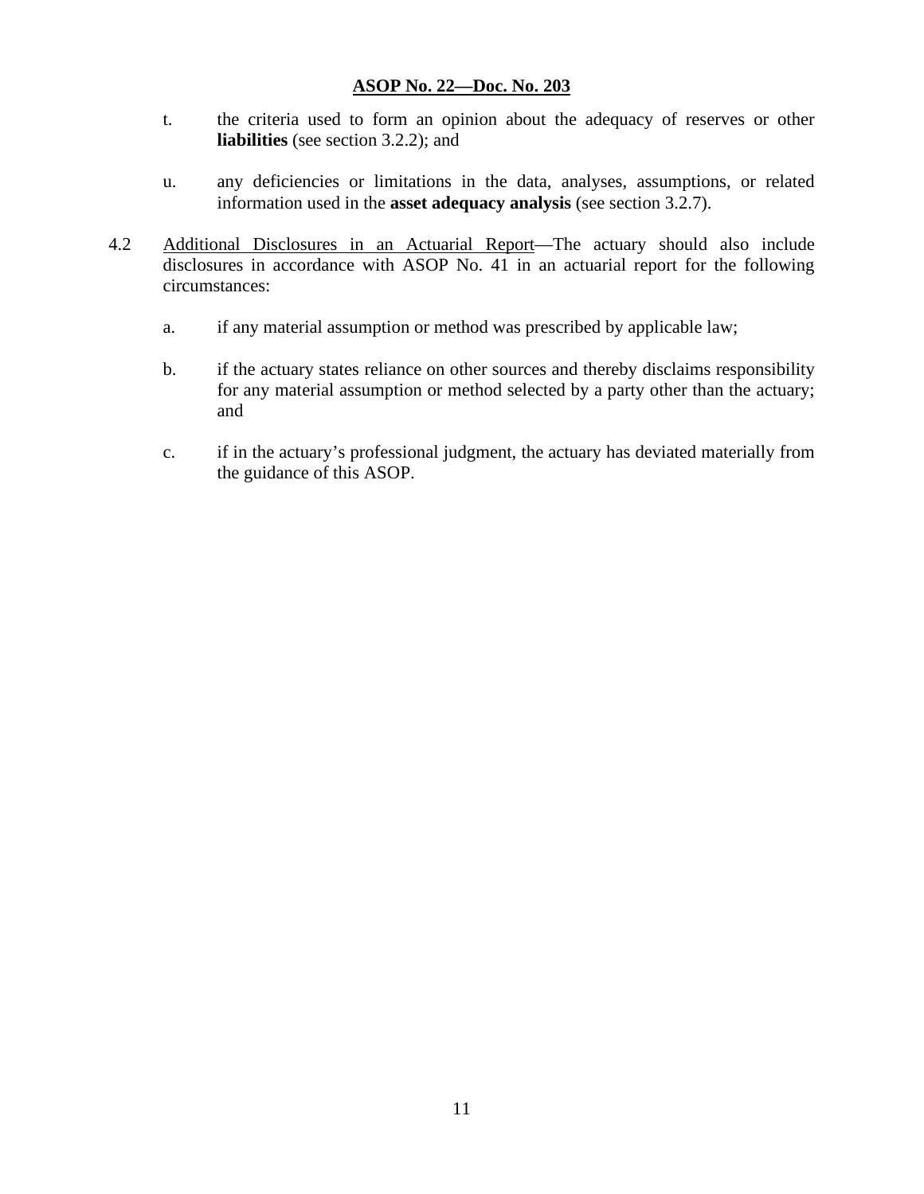t. the criteria used to form an opinion about the adequacy of reserves or other **liabilities** (see section 3.2.2); and

u. any deficiencies or limitations in the data, analyses, assumptions, or related information used in the **asset adequacy analysis** (see section 3.2.7).

4.2 Additional Disclosures in an Actuarial Report—The actuary should also include disclosures in accordance with ASOP No. 41 in an actuarial report for the following circumstances:

a. if any material assumption or method was prescribed by applicable law;

b. if the actuary states reliance on other sources and thereby disclaims responsibility for any material assumption or method selected by a party other than the actuary; and

c. if in the actuary's professional judgment, the actuary has deviated materially from the guidance of this ASOP.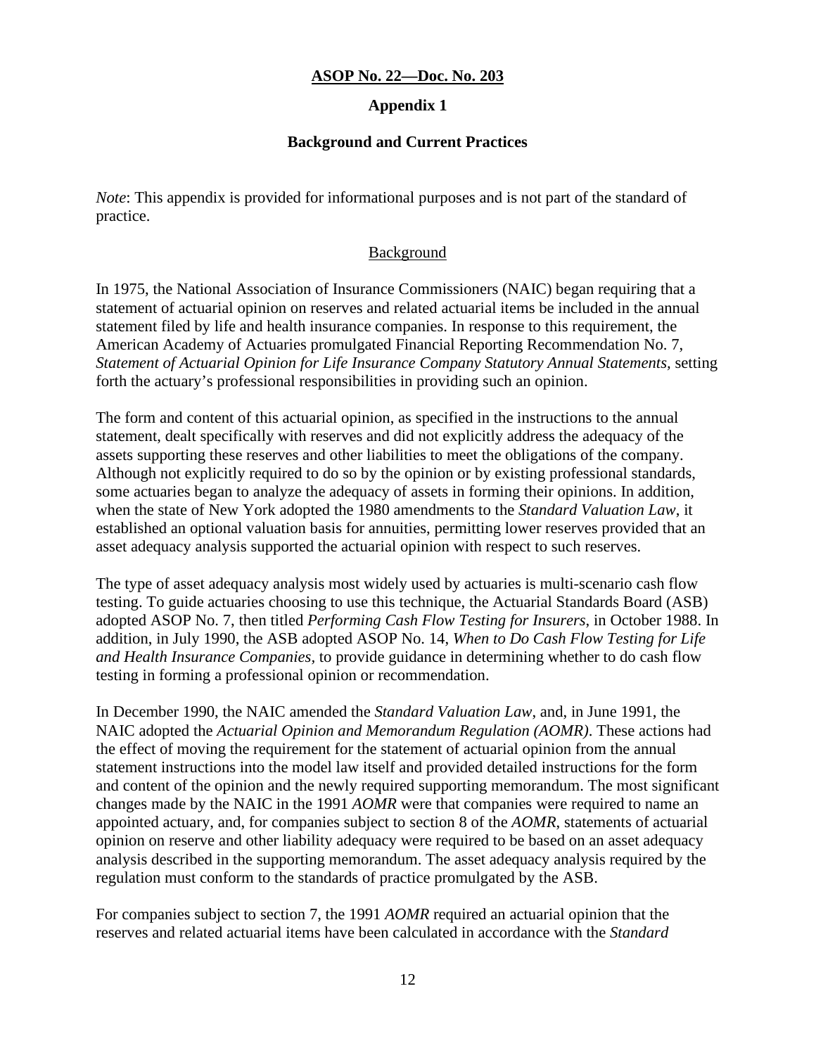**ASOP No. 22—Doc. No. 203**

## Appendix 1

### Background and Current Practices

*Note*: This appendix is provided for informational purposes and is not part of the standard of practice.

Background

In 1975, the National Association of Insurance Commissioners (NAIC) began requiring that a statement of actuarial opinion on reserves and related actuarial items be included in the annual statement filed by life and health insurance companies. In response to this requirement, the American Academy of Actuaries promulgated Financial Reporting Recommendation No. 7, *Statement of Actuarial Opinion for Life Insurance Company Statutory Annual Statements*, setting forth the actuary's professional responsibilities in providing such an opinion.

The form and content of this actuarial opinion, as specified in the instructions to the annual statement, dealt specifically with reserves and did not explicitly address the adequacy of the assets supporting these reserves and other liabilities to meet the obligations of the company. Although not explicitly required to do so by the opinion or by existing professional standards, some actuaries began to analyze the adequacy of assets in forming their opinions. In addition, when the state of New York adopted the 1980 amendments to the *Standard Valuation Law*, it established an optional valuation basis for annuities, permitting lower reserves provided that an asset adequacy analysis supported the actuarial opinion with respect to such reserves.

The type of asset adequacy analysis most widely used by actuaries is multi-scenario cash flow testing. To guide actuaries choosing to use this technique, the Actuarial Standards Board (ASB) adopted ASOP No. 7, then titled *Performing Cash Flow Testing for Insurers*, in October 1988. In addition, in July 1990, the ASB adopted ASOP No. 14, *When to Do Cash Flow Testing for Life and Health Insurance Companies*, to provide guidance in determining whether to do cash flow testing in forming a professional opinion or recommendation.

In December 1990, the NAIC amended the *Standard Valuation Law*, and, in June 1991, the NAIC adopted the *Actuarial Opinion and Memorandum Regulation (AOMR)*. These actions had the effect of moving the requirement for the statement of actuarial opinion from the annual statement instructions into the model law itself and provided detailed instructions for the form and content of the opinion and the newly required supporting memorandum. The most significant changes made by the NAIC in the 1991 *AOMR* were that companies were required to name an appointed actuary, and, for companies subject to section 8 of the *AOMR*, statements of actuarial opinion on reserve and other liability adequacy were required to be based on an asset adequacy analysis described in the supporting memorandum. The asset adequacy analysis required by the regulation must conform to the standards of practice promulgated by the ASB.

For companies subject to section 7, the 1991 *AOMR* required an actuarial opinion that the reserves and related actuarial items have been calculated in accordance with the *Standard*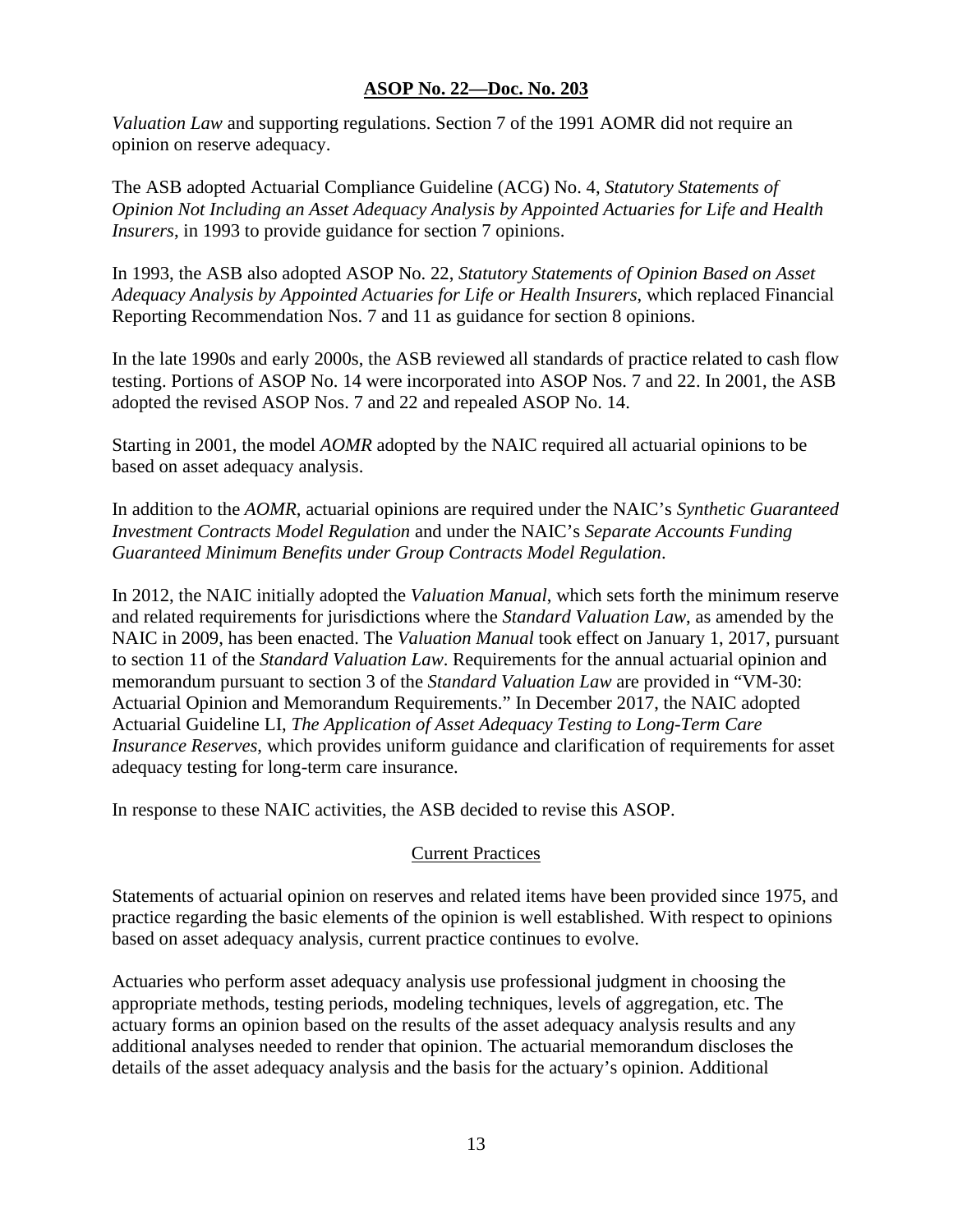*Valuation Law* and supporting regulations. Section 7 of the 1991 AOMR did not require an opinion on reserve adequacy.

The ASB adopted Actuarial Compliance Guideline (ACG) No. 4, *Statutory Statements of Opinion Not Including an Asset Adequacy Analysis by Appointed Actuaries for Life and Health Insurers*, in 1993 to provide guidance for section 7 opinions.

In 1993, the ASB also adopted ASOP No. 22, *Statutory Statements of Opinion Based on Asset Adequacy Analysis by Appointed Actuaries for Life or Health Insurers*, which replaced Financial Reporting Recommendation Nos. 7 and 11 as guidance for section 8 opinions.

In the late 1990s and early 2000s, the ASB reviewed all standards of practice related to cash flow testing. Portions of ASOP No. 14 were incorporated into ASOP Nos. 7 and 22. In 2001, the ASB adopted the revised ASOP Nos. 7 and 22 and repealed ASOP No. 14.

Starting in 2001, the model *AOMR* adopted by the NAIC required all actuarial opinions to be based on asset adequacy analysis.

In addition to the *AOMR*, actuarial opinions are required under the NAIC's *Synthetic Guaranteed Investment Contracts Model Regulation* and under the NAIC's *Separate Accounts Funding Guaranteed Minimum Benefits under Group Contracts Model Regulation*.

In 2012, the NAIC initially adopted the *Valuation Manual*, which sets forth the minimum reserve and related requirements for jurisdictions where the *Standard Valuation Law*, as amended by the NAIC in 2009, has been enacted. The *Valuation Manual* took effect on January 1, 2017, pursuant to section 11 of the *Standard Valuation Law*. Requirements for the annual actuarial opinion and memorandum pursuant to section 3 of the *Standard Valuation Law* are provided in "VM-30: Actuarial Opinion and Memorandum Requirements." In December 2017, the NAIC adopted Actuarial Guideline LI, *The Application of Asset Adequacy Testing to Long-Term Care Insurance Reserves*, which provides uniform guidance and clarification of requirements for asset adequacy testing for long-term care insurance.

In response to these NAIC activities, the ASB decided to revise this ASOP.

## Current Practices

Statements of actuarial opinion on reserves and related items have been provided since 1975, and practice regarding the basic elements of the opinion is well established. With respect to opinions based on asset adequacy analysis, current practice continues to evolve.

Actuaries who perform asset adequacy analysis use professional judgment in choosing the appropriate methods, testing periods, modeling techniques, levels of aggregation, etc. The actuary forms an opinion based on the results of the asset adequacy analysis results and any additional analyses needed to render that opinion. The actuarial memorandum discloses the details of the asset adequacy analysis and the basis for the actuary's opinion. Additional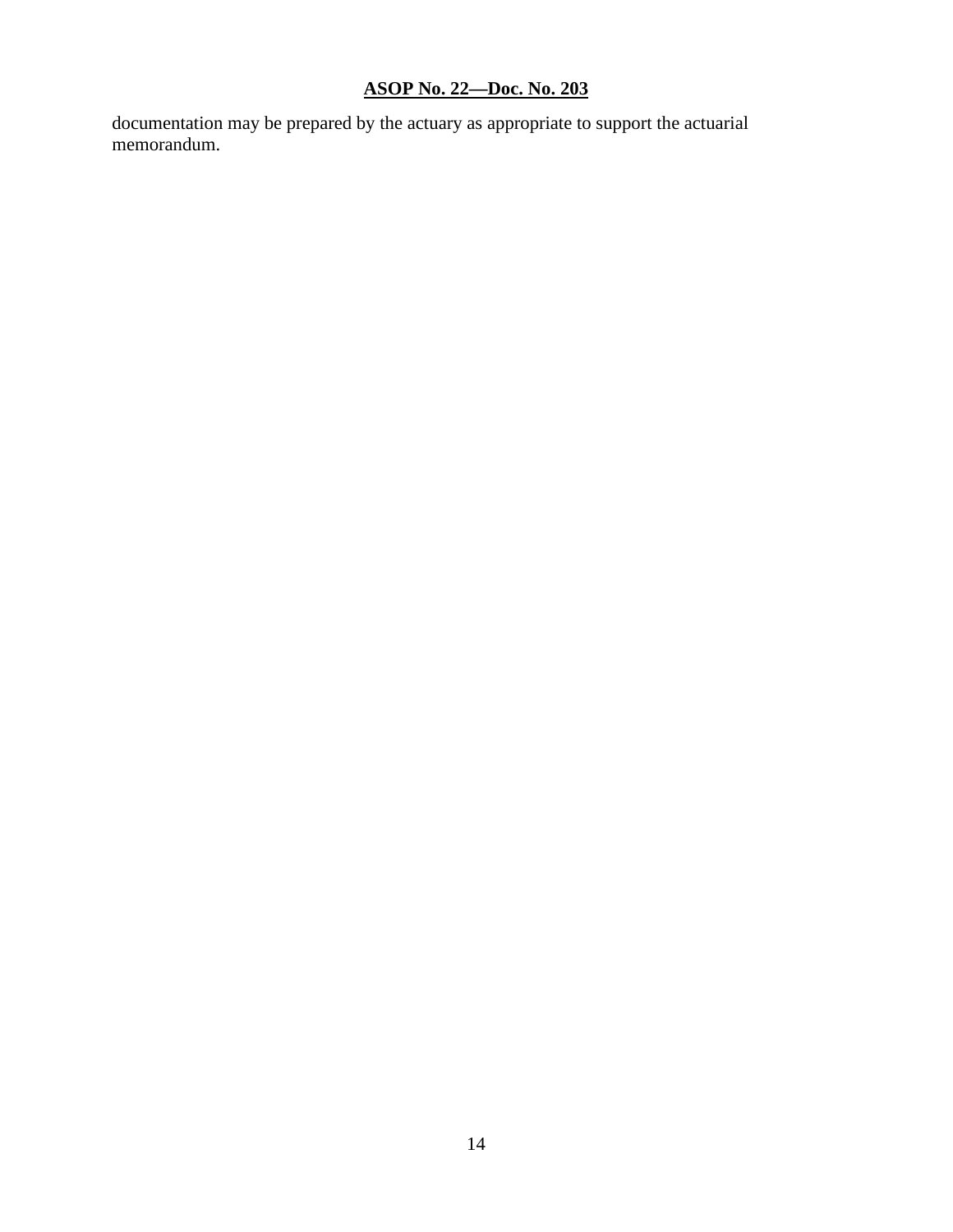documentation may be prepared by the actuary as appropriate to support the actuarial memorandum.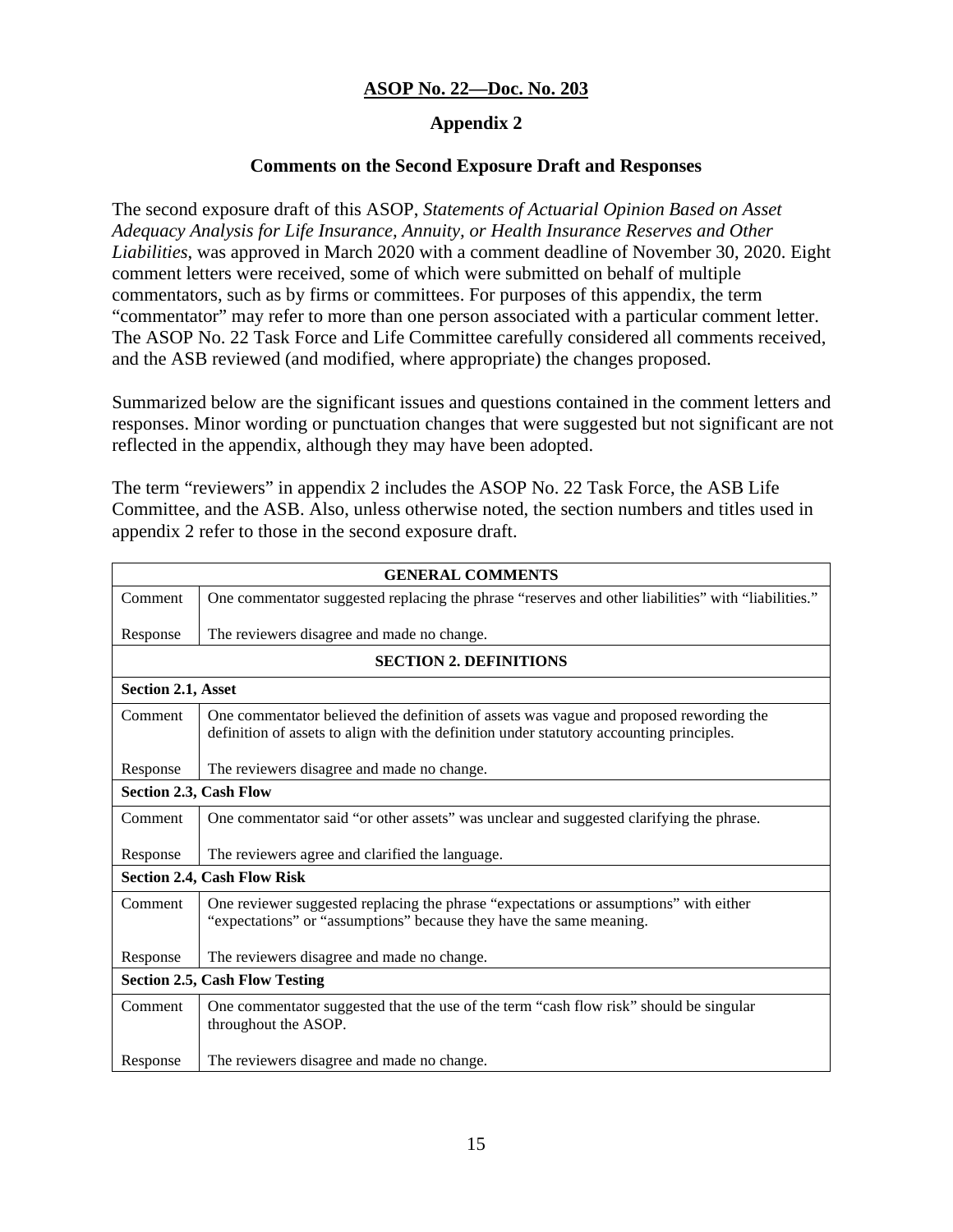**ASOP No. 22—Doc. No. 203**

## Appendix 2

### Comments on the Second Exposure Draft and Responses

The second exposure draft of this ASOP, *Statements of Actuarial Opinion Based on Asset Adequacy Analysis for Life Insurance, Annuity, or Health Insurance Reserves and Other Liabilities*, was approved in March 2020 with a comment deadline of November 30, 2020. Eight comment letters were received, some of which were submitted on behalf of multiple commentators, such as by firms or committees. For purposes of this appendix, the term "commentator" may refer to more than one person associated with a particular comment letter. The ASOP No. 22 Task Force and Life Committee carefully considered all comments received, and the ASB reviewed (and modified, where appropriate) the changes proposed.

Summarized below are the significant issues and questions contained in the comment letters and responses. Minor wording or punctuation changes that were suggested but not significant are not reflected in the appendix, although they may have been adopted.

The term "reviewers" in appendix 2 includes the ASOP No. 22 Task Force, the ASB Life Committee, and the ASB. Also, unless otherwise noted, the section numbers and titles used in appendix 2 refer to those in the second exposure draft.

| **GENERAL COMMENTS** | |
|---|---|
| Comment | One commentator suggested replacing the phrase "reserves and other liabilities" with "liabilities." |
| Response | The reviewers disagree and made no change. |
| **SECTION 2. DEFINITIONS** | |
| **Section 2.1, Asset** | |
| Comment | One commentator believed the definition of assets was vague and proposed rewording the definition of assets to align with the definition under statutory accounting principles. |
| Response | The reviewers disagree and made no change. |
| **Section 2.3, Cash Flow** | |
| Comment | One commentator said "or other assets" was unclear and suggested clarifying the phrase. |
| Response | The reviewers agree and clarified the language. |
| **Section 2.4, Cash Flow Risk** | |
| Comment | One reviewer suggested replacing the phrase "expectations or assumptions" with either "expectations" or "assumptions" because they have the same meaning. |
| Response | The reviewers disagree and made no change. |
| **Section 2.5, Cash Flow Testing** | |
| Comment | One commentator suggested that the use of the term "cash flow risk" should be singular throughout the ASOP. |
| Response | The reviewers disagree and made no change. |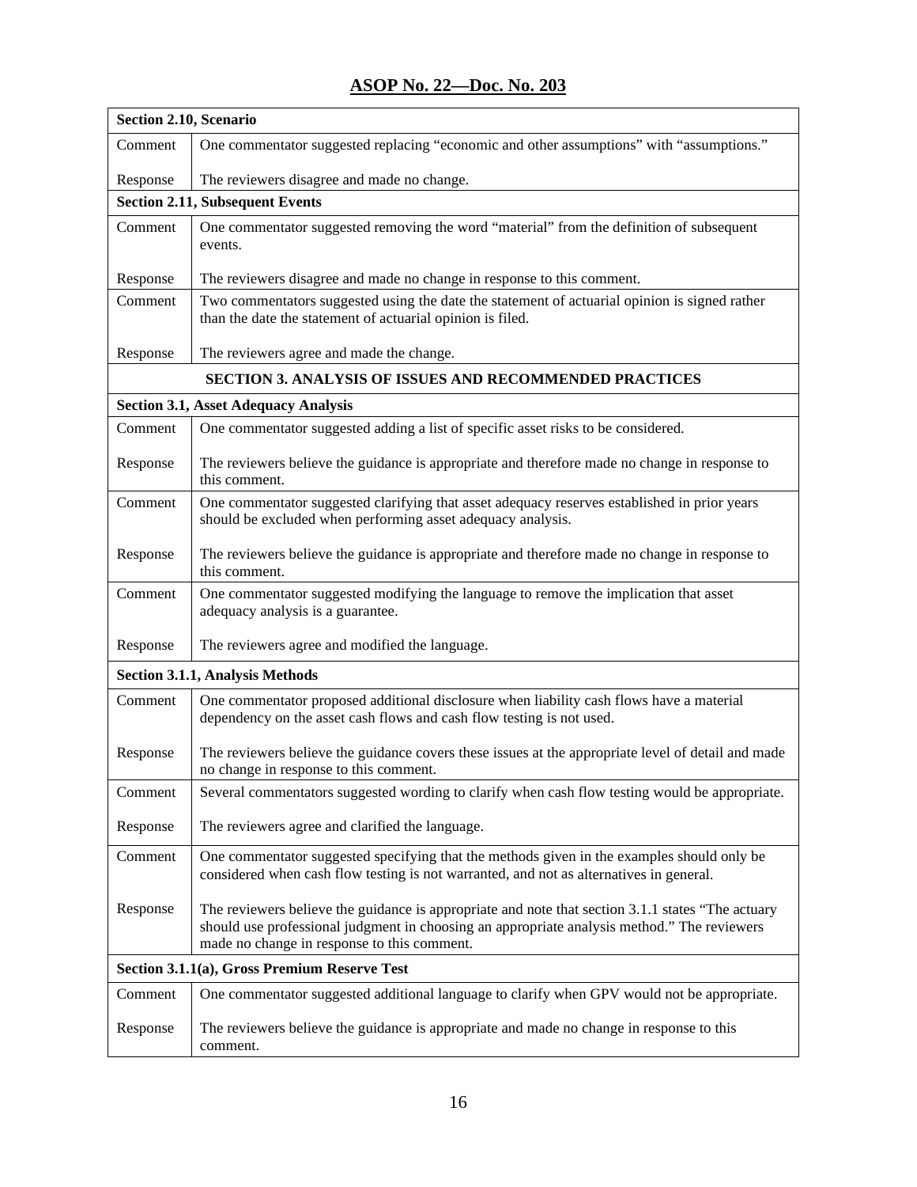## ASOP No. 22—Doc. No. 203

| | |
|---|---|
| **Section 2.10, Scenario** | |
| Comment | One commentator suggested replacing "economic and other assumptions" with "assumptions." |
| Response | The reviewers disagree and made no change. |
| **Section 2.11, Subsequent Events** | |
| Comment | One commentator suggested removing the word "material" from the definition of subsequent events. |
| Response | The reviewers disagree and made no change in response to this comment. |
| Comment | Two commentators suggested using the date the statement of actuarial opinion is signed rather than the date the statement of actuarial opinion is filed. |
| Response | The reviewers agree and made the change. |
| **SECTION 3. ANALYSIS OF ISSUES AND RECOMMENDED PRACTICES** | |
| **Section 3.1, Asset Adequacy Analysis** | |
| Comment | One commentator suggested adding a list of specific asset risks to be considered. |
| Response | The reviewers believe the guidance is appropriate and therefore made no change in response to this comment. |
| Comment | One commentator suggested clarifying that asset adequacy reserves established in prior years should be excluded when performing asset adequacy analysis. |
| Response | The reviewers believe the guidance is appropriate and therefore made no change in response to this comment. |
| Comment | One commentator suggested modifying the language to remove the implication that asset adequacy analysis is a guarantee. |
| Response | The reviewers agree and modified the language. |
| **Section 3.1.1, Analysis Methods** | |
| Comment | One commentator proposed additional disclosure when liability cash flows have a material dependency on the asset cash flows and cash flow testing is not used. |
| Response | The reviewers believe the guidance covers these issues at the appropriate level of detail and made no change in response to this comment. |
| Comment | Several commentators suggested wording to clarify when cash flow testing would be appropriate. |
| Response | The reviewers agree and clarified the language. |
| Comment | One commentator suggested specifying that the methods given in the examples should only be considered when cash flow testing is not warranted, and not as alternatives in general. |
| Response | The reviewers believe the guidance is appropriate and note that section 3.1.1 states "The actuary should use professional judgment in choosing an appropriate analysis method." The reviewers made no change in response to this comment. |
| **Section 3.1.1(a), Gross Premium Reserve Test** | |
| Comment | One commentator suggested additional language to clarify when GPV would not be appropriate. |
| Response | The reviewers believe the guidance is appropriate and made no change in response to this comment. |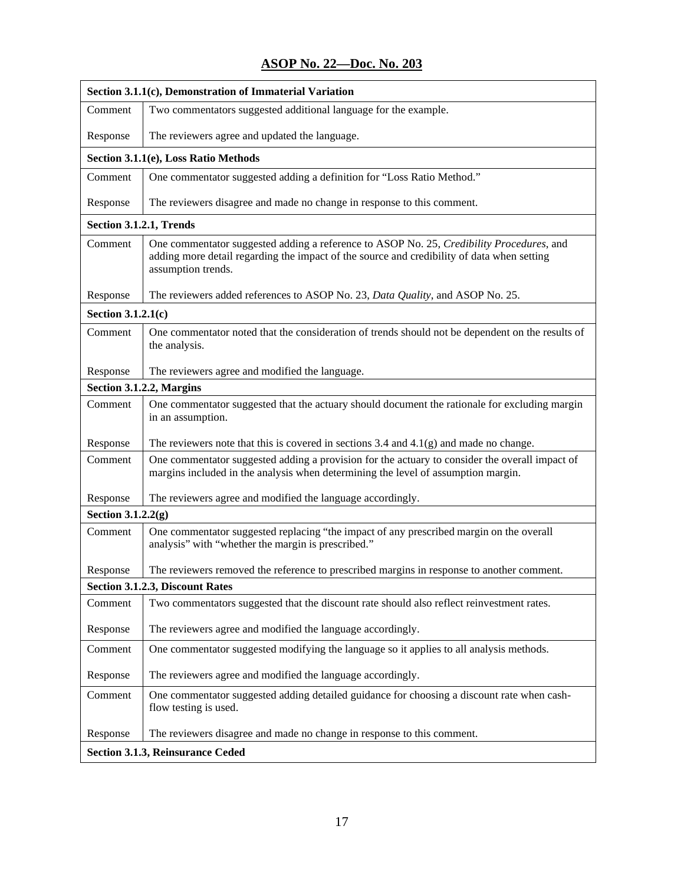**ASOP No. 22—Doc. No. 203**

| **Section 3.1.1(c), Demonstration of Immaterial Variation** | |
|---|---|
| Comment | Two commentators suggested additional language for the example. |
| Response | The reviewers agree and updated the language. |
| **Section 3.1.1(e), Loss Ratio Methods** | |
| Comment | One commentator suggested adding a definition for "Loss Ratio Method." |
| Response | The reviewers disagree and made no change in response to this comment. |
| **Section 3.1.2.1, Trends** | |
| Comment | One commentator suggested adding a reference to ASOP No. 25, *Credibility Procedures*, and adding more detail regarding the impact of the source and credibility of data when setting assumption trends. |
| Response | The reviewers added references to ASOP No. 23, *Data Quality*, and ASOP No. 25. |
| **Section 3.1.2.1(c)** | |
| Comment | One commentator noted that the consideration of trends should not be dependent on the results of the analysis. |
| Response | The reviewers agree and modified the language. |
| **Section 3.1.2.2, Margins** | |
| Comment | One commentator suggested that the actuary should document the rationale for excluding margin in an assumption. |
| Response | The reviewers note that this is covered in sections 3.4 and 4.1(g) and made no change. |
| Comment | One commentator suggested adding a provision for the actuary to consider the overall impact of margins included in the analysis when determining the level of assumption margin. |
| Response | The reviewers agree and modified the language accordingly. |
| **Section 3.1.2.2(g)** | |
| Comment | One commentator suggested replacing "the impact of any prescribed margin on the overall analysis" with "whether the margin is prescribed." |
| Response | The reviewers removed the reference to prescribed margins in response to another comment. |
| **Section 3.1.2.3, Discount Rates** | |
| Comment | Two commentators suggested that the discount rate should also reflect reinvestment rates. |
| Response | The reviewers agree and modified the language accordingly. |
| Comment | One commentator suggested modifying the language so it applies to all analysis methods. |
| Response | The reviewers agree and modified the language accordingly. |
| Comment | One commentator suggested adding detailed guidance for choosing a discount rate when cash-flow testing is used. |
| Response | The reviewers disagree and made no change in response to this comment. |
| **Section 3.1.3, Reinsurance Ceded** | |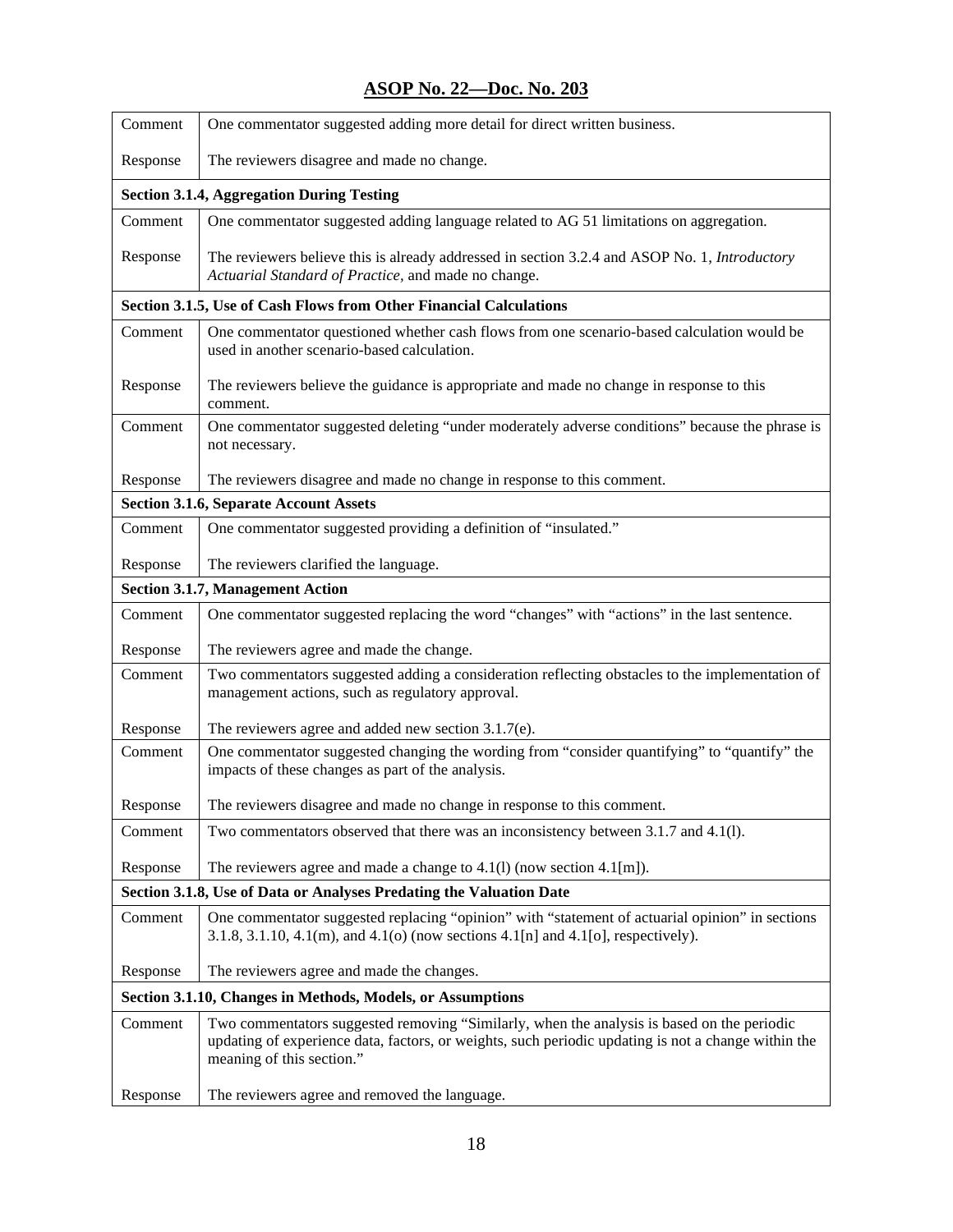**ASOP No. 22—Doc. No. 203**

| | |
|---|---|
| Comment | One commentator suggested adding more detail for direct written business. |
| Response | The reviewers disagree and made no change. |
| **Section 3.1.4, Aggregation During Testing** | |
| Comment | One commentator suggested adding language related to AG 51 limitations on aggregation. |
| Response | The reviewers believe this is already addressed in section 3.2.4 and ASOP No. 1, *Introductory Actuarial Standard of Practice*, and made no change. |
| **Section 3.1.5, Use of Cash Flows from Other Financial Calculations** | |
| Comment | One commentator questioned whether cash flows from one scenario-based calculation would be used in another scenario-based calculation. |
| Response | The reviewers believe the guidance is appropriate and made no change in response to this comment. |
| Comment | One commentator suggested deleting "under moderately adverse conditions" because the phrase is not necessary. |
| Response | The reviewers disagree and made no change in response to this comment. |
| **Section 3.1.6, Separate Account Assets** | |
| Comment | One commentator suggested providing a definition of "insulated." |
| Response | The reviewers clarified the language. |
| **Section 3.1.7, Management Action** | |
| Comment | One commentator suggested replacing the word "changes" with "actions" in the last sentence. |
| Response | The reviewers agree and made the change. |
| Comment | Two commentators suggested adding a consideration reflecting obstacles to the implementation of management actions, such as regulatory approval. |
| Response | The reviewers agree and added new section 3.1.7(e). |
| Comment | One commentator suggested changing the wording from "consider quantifying" to "quantify" the impacts of these changes as part of the analysis. |
| Response | The reviewers disagree and made no change in response to this comment. |
| Comment | Two commentators observed that there was an inconsistency between 3.1.7 and 4.1(l). |
| Response | The reviewers agree and made a change to 4.1(l) (now section 4.1[m]). |
| **Section 3.1.8, Use of Data or Analyses Predating the Valuation Date** | |
| Comment | One commentator suggested replacing "opinion" with "statement of actuarial opinion" in sections 3.1.8, 3.1.10, 4.1(m), and 4.1(o) (now sections 4.1[n] and 4.1[o], respectively). |
| Response | The reviewers agree and made the changes. |
| **Section 3.1.10, Changes in Methods, Models, or Assumptions** | |
| Comment | Two commentators suggested removing "Similarly, when the analysis is based on the periodic updating of experience data, factors, or weights, such periodic updating is not a change within the meaning of this section." |
| Response | The reviewers agree and removed the language. |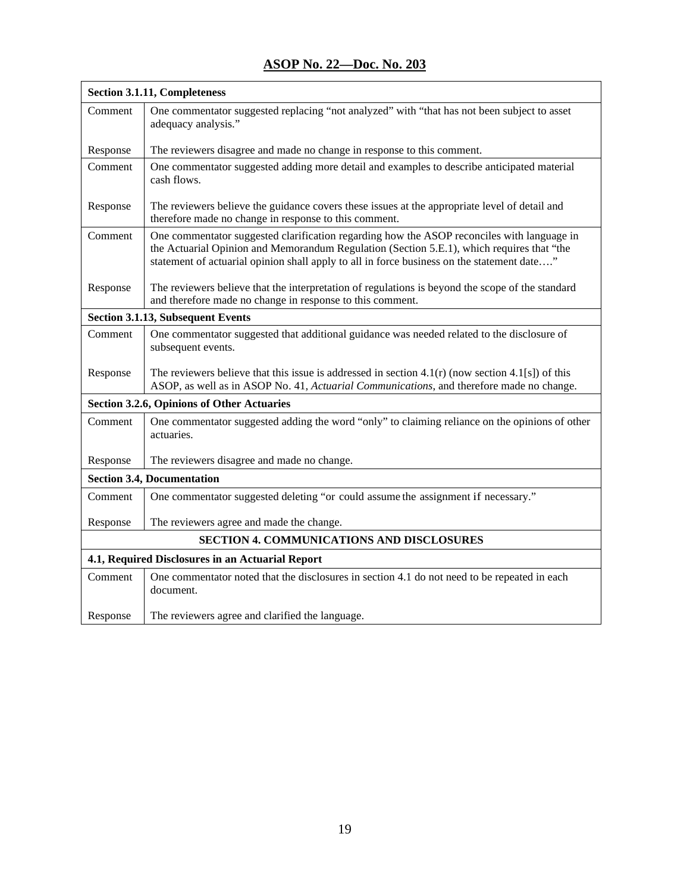## ASOP No. 22—Doc. No. 203

| | |
|---|---|
| **Section 3.1.11, Completeness** | |
| Comment | One commentator suggested replacing “not analyzed” with “that has not been subject to asset adequacy analysis.” |
| Response | The reviewers disagree and made no change in response to this comment. |
| Comment | One commentator suggested adding more detail and examples to describe anticipated material cash flows. |
| Response | The reviewers believe the guidance covers these issues at the appropriate level of detail and therefore made no change in response to this comment. |
| Comment | One commentator suggested clarification regarding how the ASOP reconciles with language in the Actuarial Opinion and Memorandum Regulation (Section 5.E.1), which requires that “the statement of actuarial opinion shall apply to all in force business on the statement date….” |
| Response | The reviewers believe that the interpretation of regulations is beyond the scope of the standard and therefore made no change in response to this comment. |
| **Section 3.1.13, Subsequent Events** | |
| Comment | One commentator suggested that additional guidance was needed related to the disclosure of subsequent events. |
| Response | The reviewers believe that this issue is addressed in section 4.1(r) (now section 4.1[s]) of this ASOP, as well as in ASOP No. 41, *Actuarial Communications*, and therefore made no change. |
| **Section 3.2.6, Opinions of Other Actuaries** | |
| Comment | One commentator suggested adding the word “only” to claiming reliance on the opinions of other actuaries. |
| Response | The reviewers disagree and made no change. |
| **Section 3.4, Documentation** | |
| Comment | One commentator suggested deleting “or could assume the assignment if necessary.” |
| Response | The reviewers agree and made the change. |
| **SECTION 4. COMMUNICATIONS AND DISCLOSURES** | |
| **4.1, Required Disclosures in an Actuarial Report** | |
| Comment | One commentator noted that the disclosures in section 4.1 do not need to be repeated in each document. |
| Response | The reviewers agree and clarified the language. |